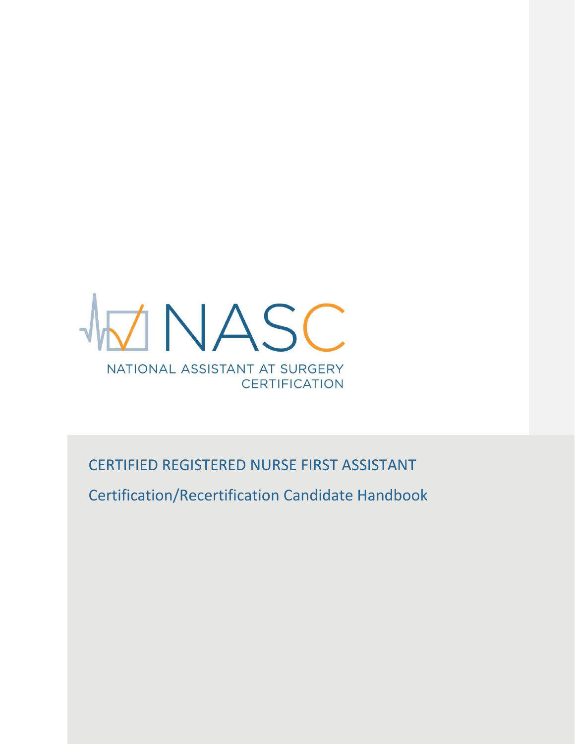NASC

NATIONAL ASSISTANT AT SURGERY CERTIFICATION

# CERTIFIED REGISTERED NURSE FIRST ASSISTANT

## Certification/Recertification Candidate Handbook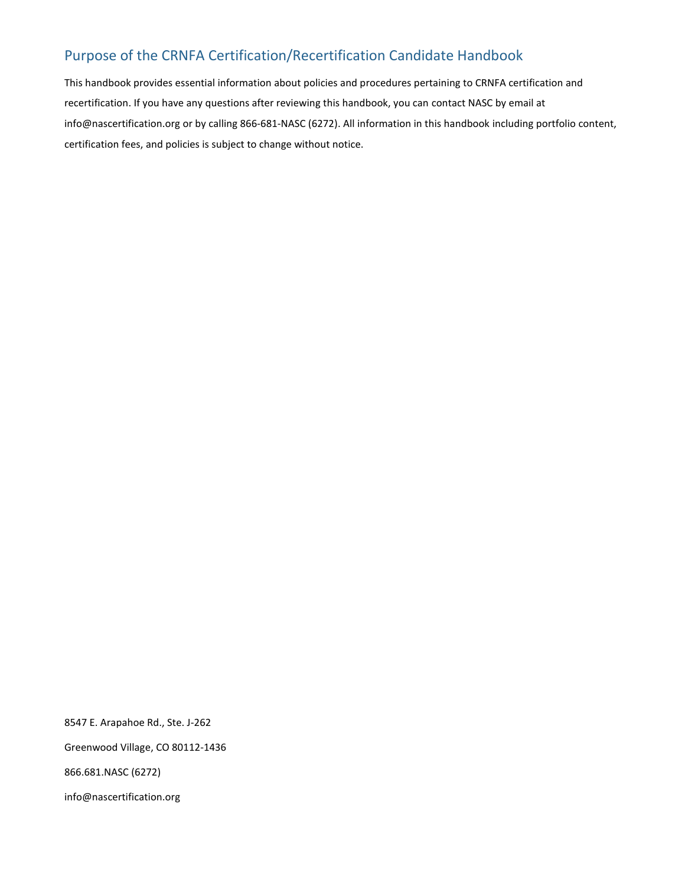## Purpose of the CRNFA Certification/Recertification Candidate Handbook

This handbook provides essential information about policies and procedures pertaining to CRNFA certification and recertification. If you have any questions after reviewing this handbook, you can contact NASC by email at info@nascertification.org or by calling 866-681-NASC (6272). All information in this handbook including portfolio content, certification fees, and policies is subject to change without notice.

8547 E. Arapahoe Rd., Ste. J-262

Greenwood Village, CO 80112-1436

866.681.NASC (6272)

info@nascertification.org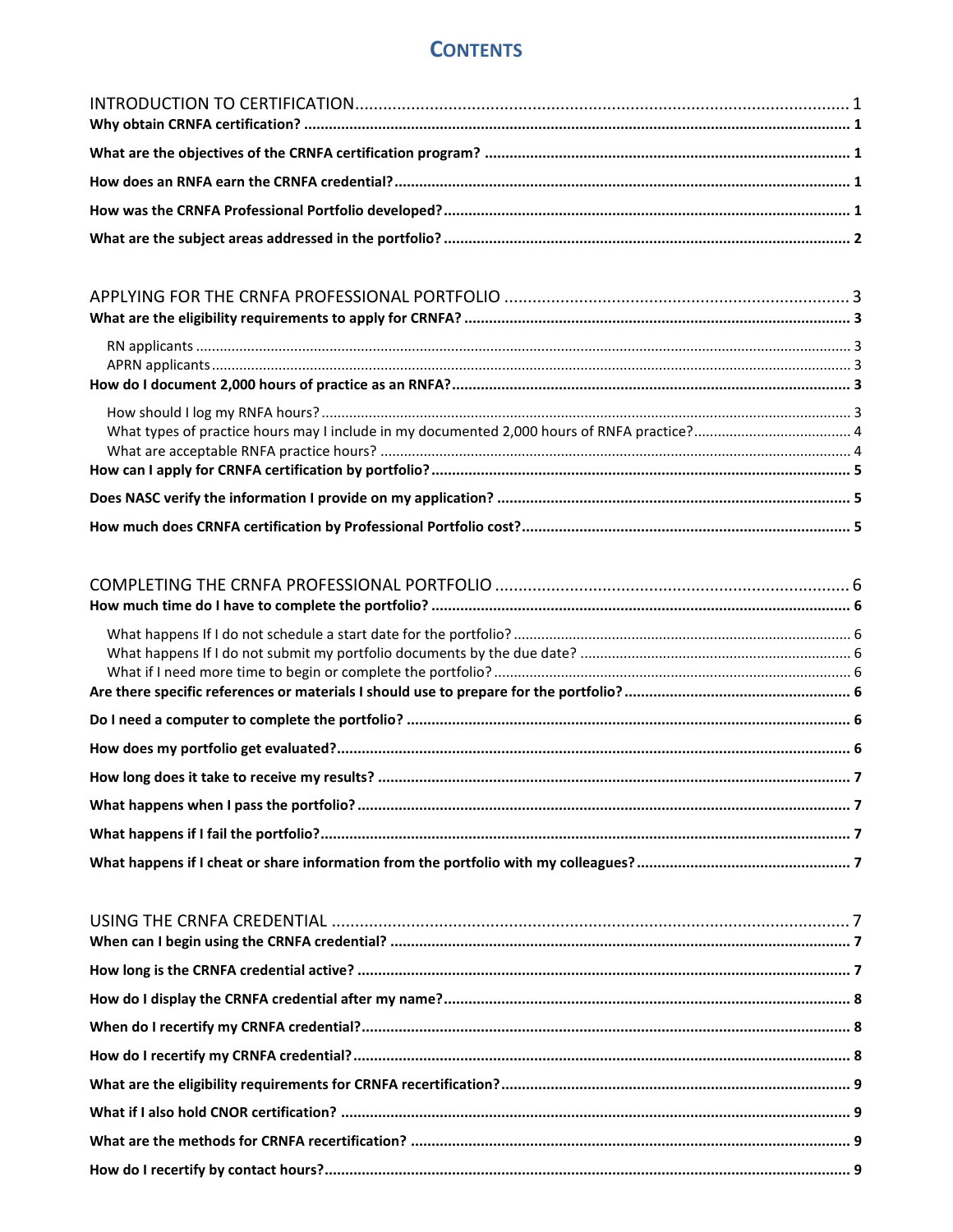# CONTENTS

INTRODUCTION TO CERTIFICATION ........................................ 1

**Why obtain CRNFA certification?** ........................................ 1

**What are the objectives of the CRNFA certification program?** ........................................ 1

**How does an RNFA earn the CRNFA credential?** ........................................ 1

**How was the CRNFA Professional Portfolio developed?** ........................................ 1

**What are the subject areas addressed in the portfolio?** ........................................ 2

APPLYING FOR THE CRNFA PROFESSIONAL PORTFOLIO ........................................ 3

**What are the eligibility requirements to apply for CRNFA?** ........................................ 3

- RN applicants ........................................ 3
- APRN applicants ........................................ 3

**How do I document 2,000 hours of practice as an RNFA?** ........................................ 3

- How should I log my RNFA hours? ........................................ 3
- What types of practice hours may I include in my documented 2,000 hours of RNFA practice? ........................................ 4
- What are acceptable RNFA practice hours? ........................................ 4

**How can I apply for CRNFA certification by portfolio?** ........................................ 5

**Does NASC verify the information I provide on my application?** ........................................ 5

**How much does CRNFA certification by Professional Portfolio cost?** ........................................ 5

COMPLETING THE CRNFA PROFESSIONAL PORTFOLIO ........................................ 6

**How much time do I have to complete the portfolio?** ........................................ 6

- What happens If I do not schedule a start date for the portfolio? ........................................ 6
- What happens If I do not submit my portfolio documents by the due date? ........................................ 6
- What if I need more time to begin or complete the portfolio? ........................................ 6

**Are there specific references or materials I should use to prepare for the portfolio?** ........................................ 6

**Do I need a computer to complete the portfolio?** ........................................ 6

**How does my portfolio get evaluated?** ........................................ 6

**How long does it take to receive my results?** ........................................ 7

**What happens when I pass the portfolio?** ........................................ 7

**What happens if I fail the portfolio?** ........................................ 7

**What happens if I cheat or share information from the portfolio with my colleagues?** ........................................ 7

USING THE CRNFA CREDENTIAL ........................................ 7

**When can I begin using the CRNFA credential?** ........................................ 7

**How long is the CRNFA credential active?** ........................................ 7

**How do I display the CRNFA credential after my name?** ........................................ 8

**When do I recertify my CRNFA credential?** ........................................ 8

**How do I recertify my CRNFA credential?** ........................................ 8

**What are the eligibility requirements for CRNFA recertification?** ........................................ 9

**What if I also hold CNOR certification?** ........................................ 9

**What are the methods for CRNFA recertification?** ........................................ 9

**How do I recertify by contact hours?** ........................................ 9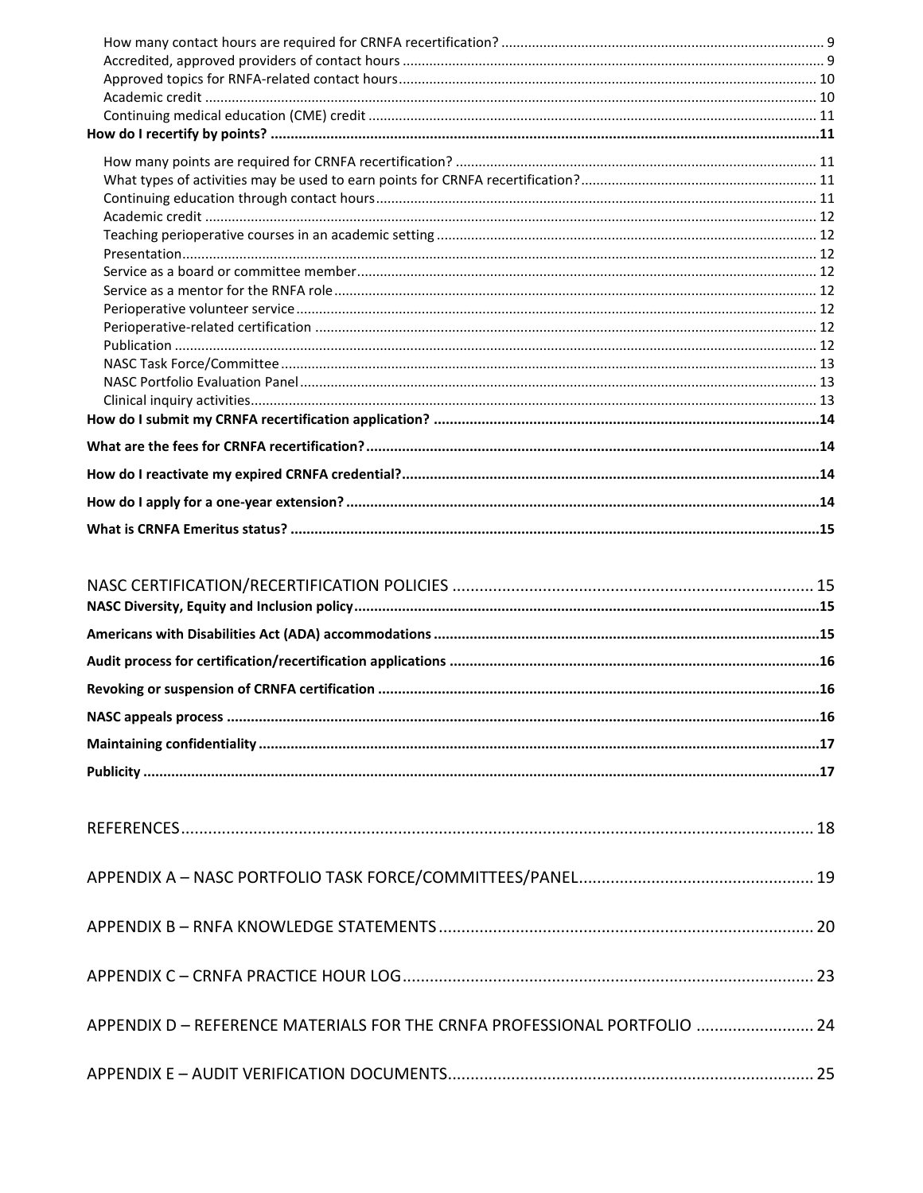How many contact hours are required for CRNFA recertification? .................... 9
Accredited, approved providers of contact hours .................... 9
Approved topics for RNFA-related contact hours .................... 10
Academic credit .................... 10
Continuing medical education (CME) credit .................... 11

**How do I recertify by points? .................... 11**

How many points are required for CRNFA recertification? .................... 11
What types of activities may be used to earn points for CRNFA recertification? .................... 11
Continuing education through contact hours .................... 11
Academic credit .................... 12
Teaching perioperative courses in an academic setting .................... 12
Presentation .................... 12
Service as a board or committee member .................... 12
Service as a mentor for the RNFA role .................... 12
Perioperative volunteer service .................... 12
Perioperative-related certification .................... 12
Publication .................... 12
NASC Task Force/Committee .................... 13
NASC Portfolio Evaluation Panel .................... 13
Clinical inquiry activities .................... 13

**How do I submit my CRNFA recertification application? .................... 14**

**What are the fees for CRNFA recertification? .................... 14**

**How do I reactivate my expired CRNFA credential? .................... 14**

**How do I apply for a one-year extension? .................... 14**

**What is CRNFA Emeritus status? .................... 15**

NASC CERTIFICATION/RECERTIFICATION POLICIES .................... 15

**NASC Diversity, Equity and Inclusion policy .................... 15**

**Americans with Disabilities Act (ADA) accommodations .................... 15**

**Audit process for certification/recertification applications .................... 16**

**Revoking or suspension of CRNFA certification .................... 16**

**NASC appeals process .................... 16**

**Maintaining confidentiality .................... 17**

**Publicity .................... 17**

REFERENCES .................... 18

APPENDIX A – NASC PORTFOLIO TASK FORCE/COMMITTEES/PANEL .................... 19

APPENDIX B – RNFA KNOWLEDGE STATEMENTS .................... 20

APPENDIX C – CRNFA PRACTICE HOUR LOG .................... 23

APPENDIX D – REFERENCE MATERIALS FOR THE CRNFA PROFESSIONAL PORTFOLIO .................... 24

APPENDIX E – AUDIT VERIFICATION DOCUMENTS .................... 25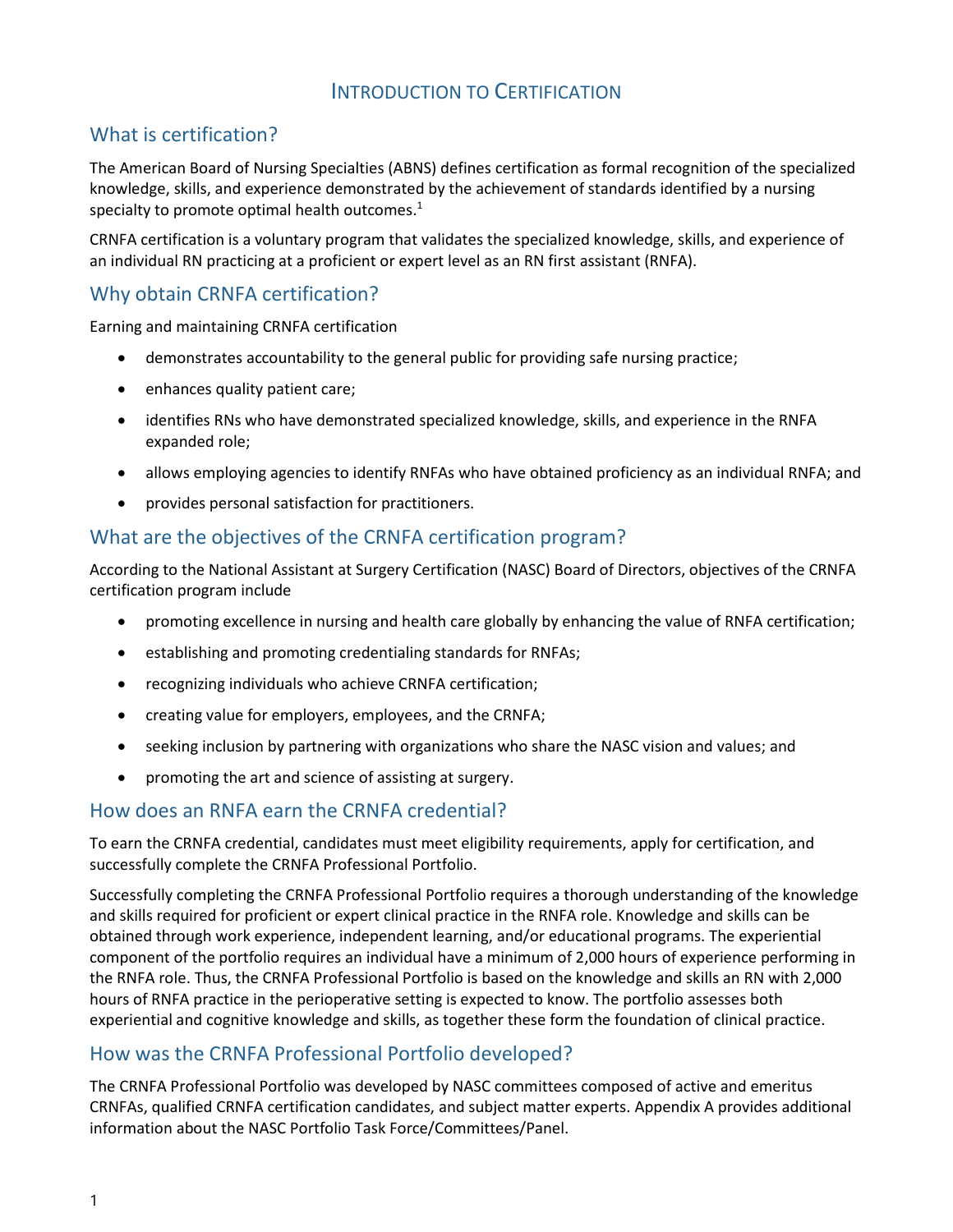# Introduction to Certification

## What is certification?

The American Board of Nursing Specialties (ABNS) defines certification as formal recognition of the specialized knowledge, skills, and experience demonstrated by the achievement of standards identified by a nursing specialty to promote optimal health outcomes.[1]

CRNFA certification is a voluntary program that validates the specialized knowledge, skills, and experience of an individual RN practicing at a proficient or expert level as an RN first assistant (RNFA).

## Why obtain CRNFA certification?

Earning and maintaining CRNFA certification

- demonstrates accountability to the general public for providing safe nursing practice;
- enhances quality patient care;
- identifies RNs who have demonstrated specialized knowledge, skills, and experience in the RNFA expanded role;
- allows employing agencies to identify RNFAs who have obtained proficiency as an individual RNFA; and
- provides personal satisfaction for practitioners.

## What are the objectives of the CRNFA certification program?

According to the National Assistant at Surgery Certification (NASC) Board of Directors, objectives of the CRNFA certification program include

- promoting excellence in nursing and health care globally by enhancing the value of RNFA certification;
- establishing and promoting credentialing standards for RNFAs;
- recognizing individuals who achieve CRNFA certification;
- creating value for employers, employees, and the CRNFA;
- seeking inclusion by partnering with organizations who share the NASC vision and values; and
- promoting the art and science of assisting at surgery.

## How does an RNFA earn the CRNFA credential?

To earn the CRNFA credential, candidates must meet eligibility requirements, apply for certification, and successfully complete the CRNFA Professional Portfolio.

Successfully completing the CRNFA Professional Portfolio requires a thorough understanding of the knowledge and skills required for proficient or expert clinical practice in the RNFA role. Knowledge and skills can be obtained through work experience, independent learning, and/or educational programs. The experiential component of the portfolio requires an individual have a minimum of 2,000 hours of experience performing in the RNFA role. Thus, the CRNFA Professional Portfolio is based on the knowledge and skills an RN with 2,000 hours of RNFA practice in the perioperative setting is expected to know. The portfolio assesses both experiential and cognitive knowledge and skills, as together these form the foundation of clinical practice.

## How was the CRNFA Professional Portfolio developed?

The CRNFA Professional Portfolio was developed by NASC committees composed of active and emeritus CRNFAs, qualified CRNFA certification candidates, and subject matter experts. Appendix A provides additional information about the NASC Portfolio Task Force/Committees/Panel.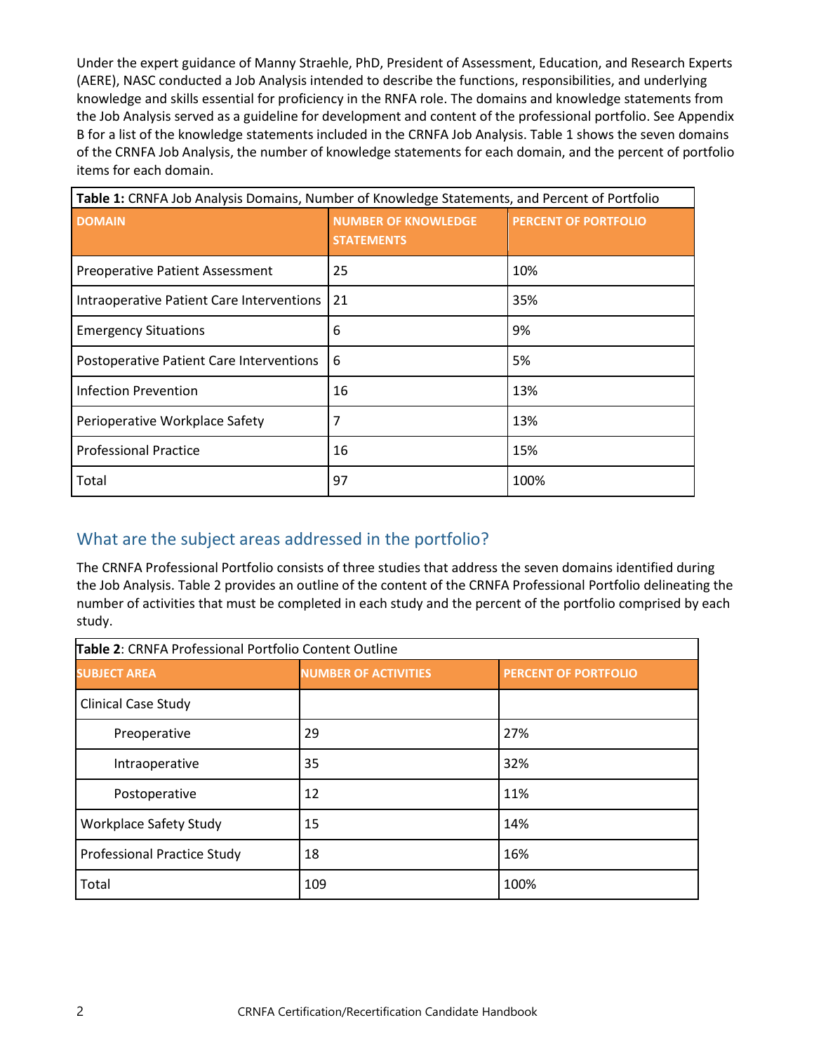Under the expert guidance of Manny Straehle, PhD, President of Assessment, Education, and Research Experts (AERE), NASC conducted a Job Analysis intended to describe the functions, responsibilities, and underlying knowledge and skills essential for proficiency in the RNFA role. The domains and knowledge statements from the Job Analysis served as a guideline for development and content of the professional portfolio. See Appendix B for a list of the knowledge statements included in the CRNFA Job Analysis. Table 1 shows the seven domains of the CRNFA Job Analysis, the number of knowledge statements for each domain, and the percent of portfolio items for each domain.

**Table 1:** CRNFA Job Analysis Domains, Number of Knowledge Statements, and Percent of Portfolio

| DOMAIN | NUMBER OF KNOWLEDGE STATEMENTS | PERCENT OF PORTFOLIO |
|---|---|---|
| Preoperative Patient Assessment | 25 | 10% |
| Intraoperative Patient Care Interventions | 21 | 35% |
| Emergency Situations | 6 | 9% |
| Postoperative Patient Care Interventions | 6 | 5% |
| Infection Prevention | 16 | 13% |
| Perioperative Workplace Safety | 7 | 13% |
| Professional Practice | 16 | 15% |
| Total | 97 | 100% |

## What are the subject areas addressed in the portfolio?

The CRNFA Professional Portfolio consists of three studies that address the seven domains identified during the Job Analysis. Table 2 provides an outline of the content of the CRNFA Professional Portfolio delineating the number of activities that must be completed in each study and the percent of the portfolio comprised by each study.

**Table 2**: CRNFA Professional Portfolio Content Outline

| SUBJECT AREA | NUMBER OF ACTIVITIES | PERCENT OF PORTFOLIO |
|---|---|---|
| Clinical Case Study | | |
| Preoperative | 29 | 27% |
| Intraoperative | 35 | 32% |
| Postoperative | 12 | 11% |
| Workplace Safety Study | 15 | 14% |
| Professional Practice Study | 18 | 16% |
| Total | 109 | 100% |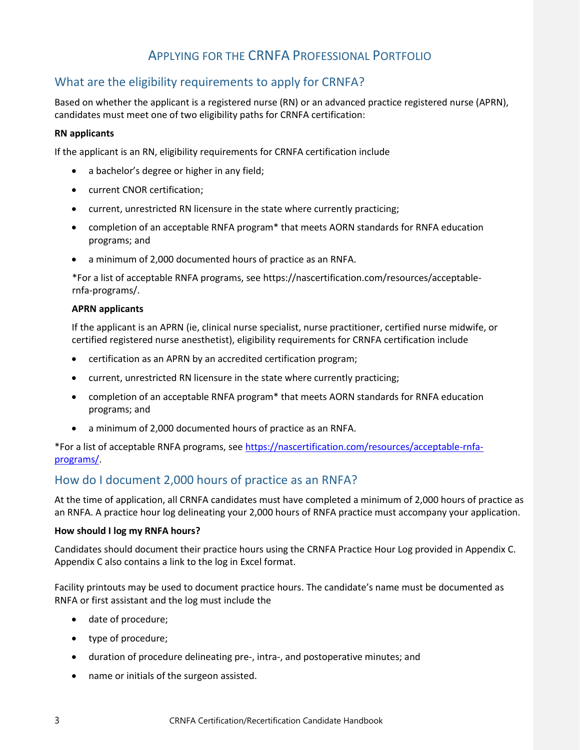# Applying for the CRNFA Professional Portfolio

## What are the eligibility requirements to apply for CRNFA?

Based on whether the applicant is a registered nurse (RN) or an advanced practice registered nurse (APRN), candidates must meet one of two eligibility paths for CRNFA certification:

**RN applicants**

If the applicant is an RN, eligibility requirements for CRNFA certification include

- a bachelor's degree or higher in any field;
- current CNOR certification;
- current, unrestricted RN licensure in the state where currently practicing;
- completion of an acceptable RNFA program* that meets AORN standards for RNFA education programs; and
- a minimum of 2,000 documented hours of practice as an RNFA.

*For a list of acceptable RNFA programs, see https://nascertification.com/resources/acceptable-rnfa-programs/.

**APRN applicants**

If the applicant is an APRN (ie, clinical nurse specialist, nurse practitioner, certified nurse midwife, or certified registered nurse anesthetist), eligibility requirements for CRNFA certification include

- certification as an APRN by an accredited certification program;
- current, unrestricted RN licensure in the state where currently practicing;
- completion of an acceptable RNFA program* that meets AORN standards for RNFA education programs; and
- a minimum of 2,000 documented hours of practice as an RNFA.

*For a list of acceptable RNFA programs, see [https://nascertification.com/resources/acceptable-rnfa-programs/](https://nascertification.com/resources/acceptable-rnfa-programs/).

## How do I document 2,000 hours of practice as an RNFA?

At the time of application, all CRNFA candidates must have completed a minimum of 2,000 hours of practice as an RNFA. A practice hour log delineating your 2,000 hours of RNFA practice must accompany your application.

**How should I log my RNFA hours?**

Candidates should document their practice hours using the CRNFA Practice Hour Log provided in Appendix C. Appendix C also contains a link to the log in Excel format.

Facility printouts may be used to document practice hours. The candidate's name must be documented as RNFA or first assistant and the log must include the

- date of procedure;
- type of procedure;
- duration of procedure delineating pre-, intra-, and postoperative minutes; and
- name or initials of the surgeon assisted.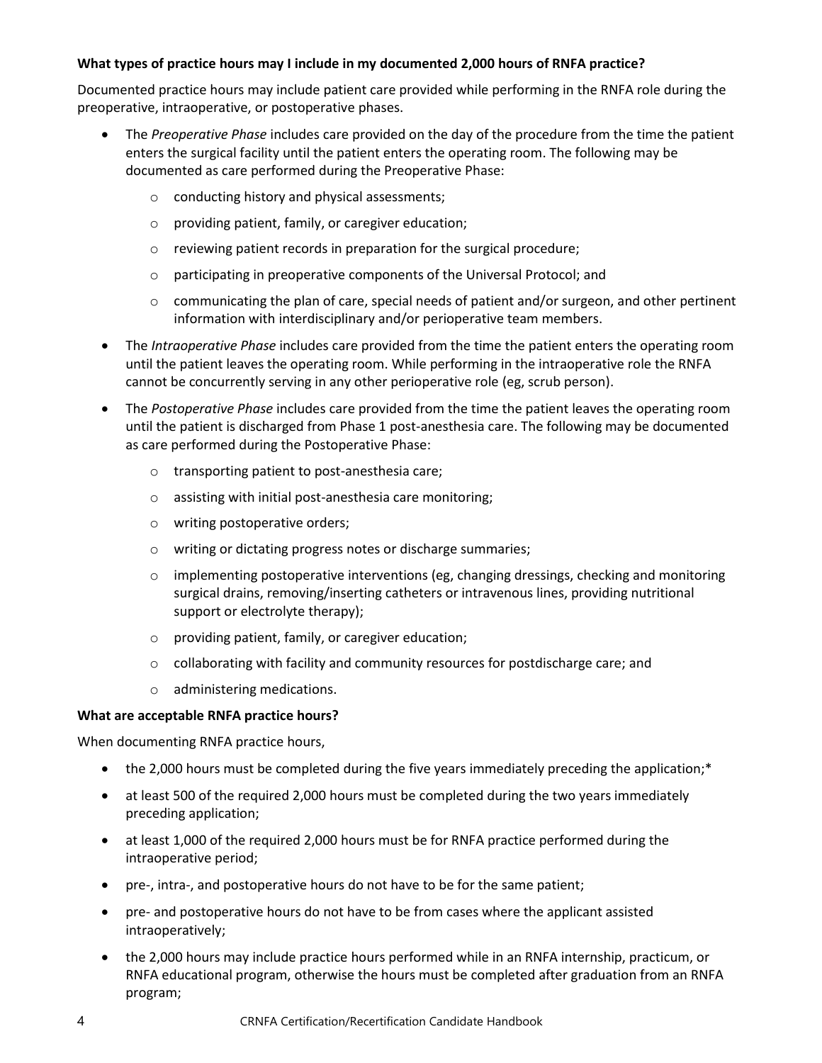**What types of practice hours may I include in my documented 2,000 hours of RNFA practice?**

Documented practice hours may include patient care provided while performing in the RNFA role during the preoperative, intraoperative, or postoperative phases.

- The *Preoperative Phase* includes care provided on the day of the procedure from the time the patient enters the surgical facility until the patient enters the operating room. The following may be documented as care performed during the Preoperative Phase:
    - conducting history and physical assessments;
    - providing patient, family, or caregiver education;
    - reviewing patient records in preparation for the surgical procedure;
    - participating in preoperative components of the Universal Protocol; and
    - communicating the plan of care, special needs of patient and/or surgeon, and other pertinent information with interdisciplinary and/or perioperative team members.
- The *Intraoperative Phase* includes care provided from the time the patient enters the operating room until the patient leaves the operating room. While performing in the intraoperative role the RNFA cannot be concurrently serving in any other perioperative role (eg, scrub person).
- The *Postoperative Phase* includes care provided from the time the patient leaves the operating room until the patient is discharged from Phase 1 post-anesthesia care. The following may be documented as care performed during the Postoperative Phase:
    - transporting patient to post-anesthesia care;
    - assisting with initial post-anesthesia care monitoring;
    - writing postoperative orders;
    - writing or dictating progress notes or discharge summaries;
    - implementing postoperative interventions (eg, changing dressings, checking and monitoring surgical drains, removing/inserting catheters or intravenous lines, providing nutritional support or electrolyte therapy);
    - providing patient, family, or caregiver education;
    - collaborating with facility and community resources for postdischarge care; and
    - administering medications.

**What are acceptable RNFA practice hours?**

When documenting RNFA practice hours,

- the 2,000 hours must be completed during the five years immediately preceding the application;*
- at least 500 of the required 2,000 hours must be completed during the two years immediately preceding application;
- at least 1,000 of the required 2,000 hours must be for RNFA practice performed during the intraoperative period;
- pre-, intra-, and postoperative hours do not have to be for the same patient;
- pre- and postoperative hours do not have to be from cases where the applicant assisted intraoperatively;
- the 2,000 hours may include practice hours performed while in an RNFA internship, practicum, or RNFA educational program, otherwise the hours must be completed after graduation from an RNFA program;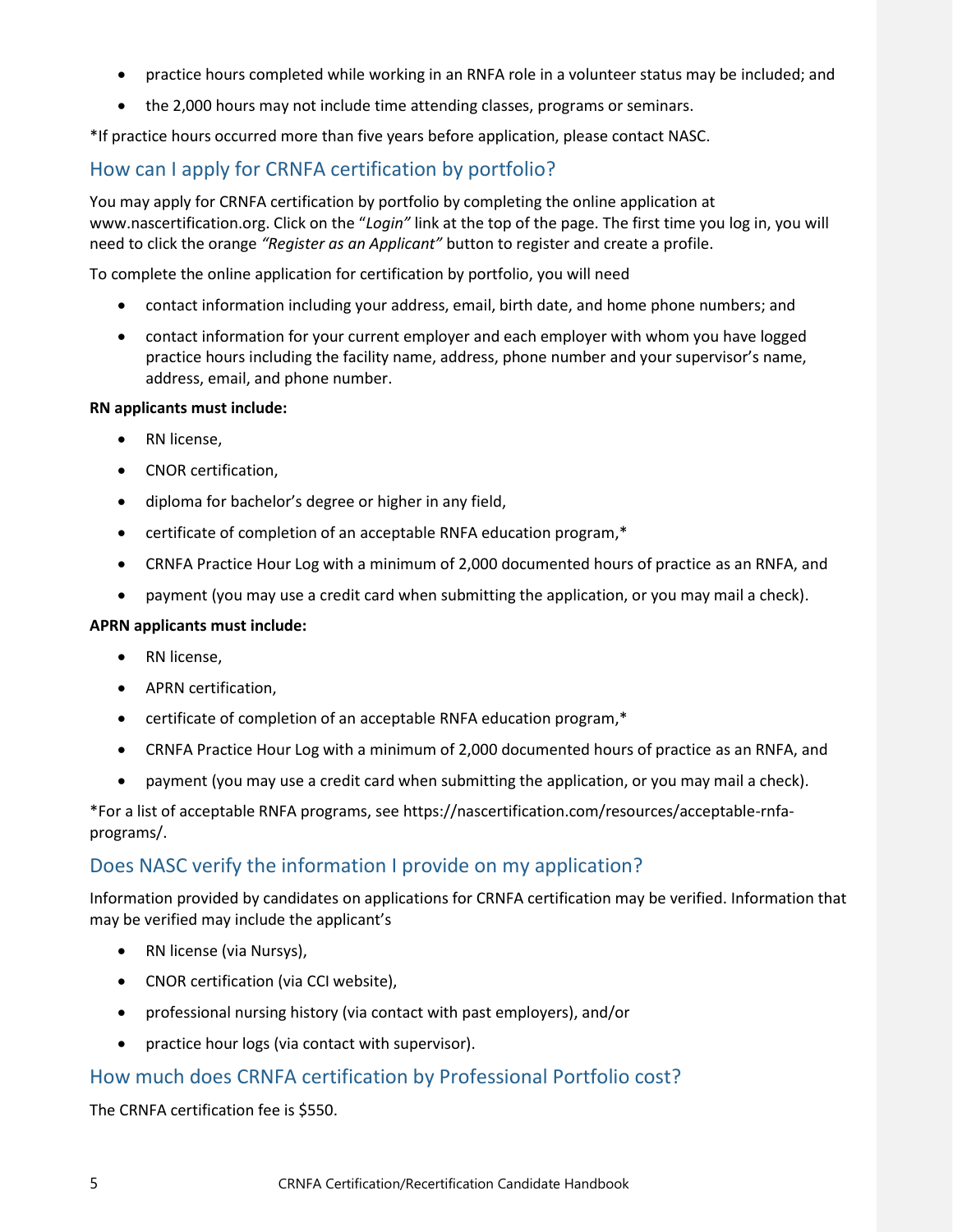- practice hours completed while working in an RNFA role in a volunteer status may be included; and
- the 2,000 hours may not include time attending classes, programs or seminars.

*If practice hours occurred more than five years before application, please contact NASC.

## How can I apply for CRNFA certification by portfolio?

You may apply for CRNFA certification by portfolio by completing the online application at www.nascertification.org. Click on the "*Login"* link at the top of the page. The first time you log in, you will need to click the orange *"Register as an Applicant"* button to register and create a profile.

To complete the online application for certification by portfolio, you will need

- contact information including your address, email, birth date, and home phone numbers; and
- contact information for your current employer and each employer with whom you have logged practice hours including the facility name, address, phone number and your supervisor's name, address, email, and phone number.

**RN applicants must include:**

- RN license,
- CNOR certification,
- diploma for bachelor's degree or higher in any field,
- certificate of completion of an acceptable RNFA education program,*
- CRNFA Practice Hour Log with a minimum of 2,000 documented hours of practice as an RNFA, and
- payment (you may use a credit card when submitting the application, or you may mail a check).

**APRN applicants must include:**

- RN license,
- APRN certification,
- certificate of completion of an acceptable RNFA education program,*
- CRNFA Practice Hour Log with a minimum of 2,000 documented hours of practice as an RNFA, and
- payment (you may use a credit card when submitting the application, or you may mail a check).

*For a list of acceptable RNFA programs, see https://nascertification.com/resources/acceptable-rnfa-programs/.

## Does NASC verify the information I provide on my application?

Information provided by candidates on applications for CRNFA certification may be verified. Information that may be verified may include the applicant's

- RN license (via Nursys),
- CNOR certification (via CCI website),
- professional nursing history (via contact with past employers), and/or
- practice hour logs (via contact with supervisor).

## How much does CRNFA certification by Professional Portfolio cost?

The CRNFA certification fee is $550.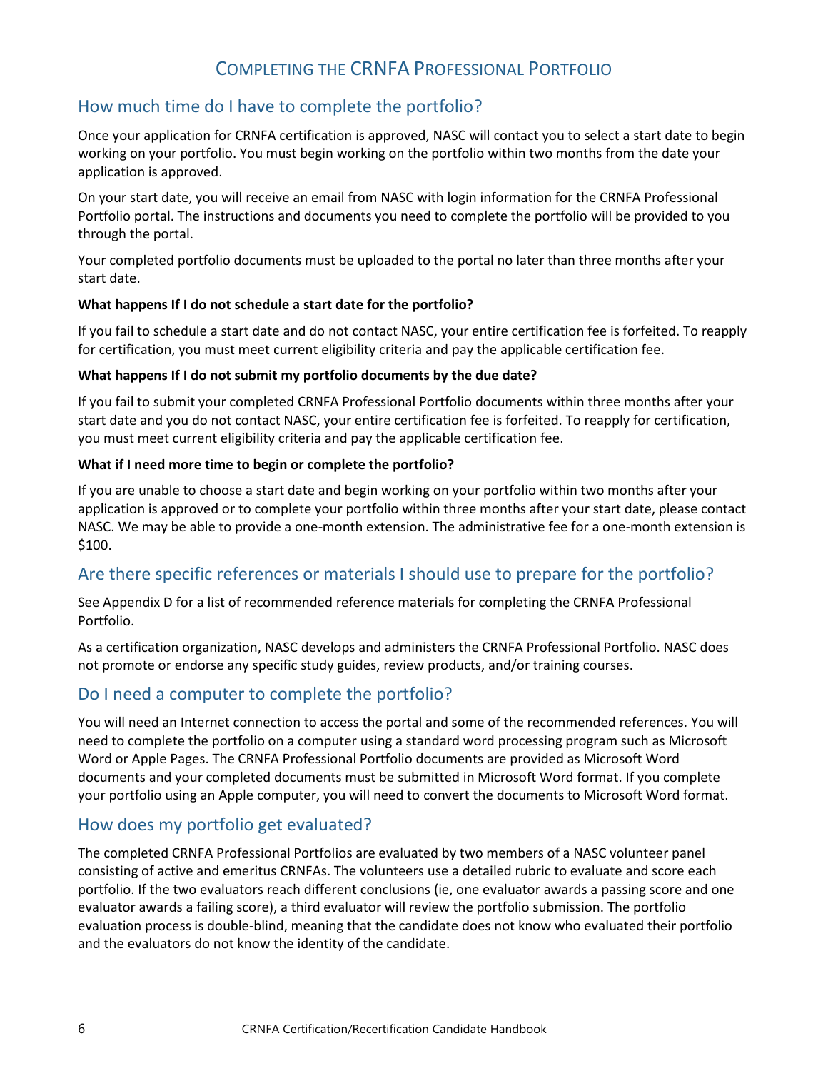# Completing the CRNFA Professional Portfolio

## How much time do I have to complete the portfolio?

Once your application for CRNFA certification is approved, NASC will contact you to select a start date to begin working on your portfolio. You must begin working on the portfolio within two months from the date your application is approved.

On your start date, you will receive an email from NASC with login information for the CRNFA Professional Portfolio portal. The instructions and documents you need to complete the portfolio will be provided to you through the portal.

Your completed portfolio documents must be uploaded to the portal no later than three months after your start date.

**What happens If I do not schedule a start date for the portfolio?**

If you fail to schedule a start date and do not contact NASC, your entire certification fee is forfeited. To reapply for certification, you must meet current eligibility criteria and pay the applicable certification fee.

**What happens If I do not submit my portfolio documents by the due date?**

If you fail to submit your completed CRNFA Professional Portfolio documents within three months after your start date and you do not contact NASC, your entire certification fee is forfeited. To reapply for certification, you must meet current eligibility criteria and pay the applicable certification fee.

**What if I need more time to begin or complete the portfolio?**

If you are unable to choose a start date and begin working on your portfolio within two months after your application is approved or to complete your portfolio within three months after your start date, please contact NASC. We may be able to provide a one-month extension. The administrative fee for a one-month extension is $100.

## Are there specific references or materials I should use to prepare for the portfolio?

See Appendix D for a list of recommended reference materials for completing the CRNFA Professional Portfolio.

As a certification organization, NASC develops and administers the CRNFA Professional Portfolio. NASC does not promote or endorse any specific study guides, review products, and/or training courses.

## Do I need a computer to complete the portfolio?

You will need an Internet connection to access the portal and some of the recommended references. You will need to complete the portfolio on a computer using a standard word processing program such as Microsoft Word or Apple Pages. The CRNFA Professional Portfolio documents are provided as Microsoft Word documents and your completed documents must be submitted in Microsoft Word format. If you complete your portfolio using an Apple computer, you will need to convert the documents to Microsoft Word format.

## How does my portfolio get evaluated?

The completed CRNFA Professional Portfolios are evaluated by two members of a NASC volunteer panel consisting of active and emeritus CRNFAs. The volunteers use a detailed rubric to evaluate and score each portfolio. If the two evaluators reach different conclusions (ie, one evaluator awards a passing score and one evaluator awards a failing score), a third evaluator will review the portfolio submission. The portfolio evaluation process is double-blind, meaning that the candidate does not know who evaluated their portfolio and the evaluators do not know the identity of the candidate.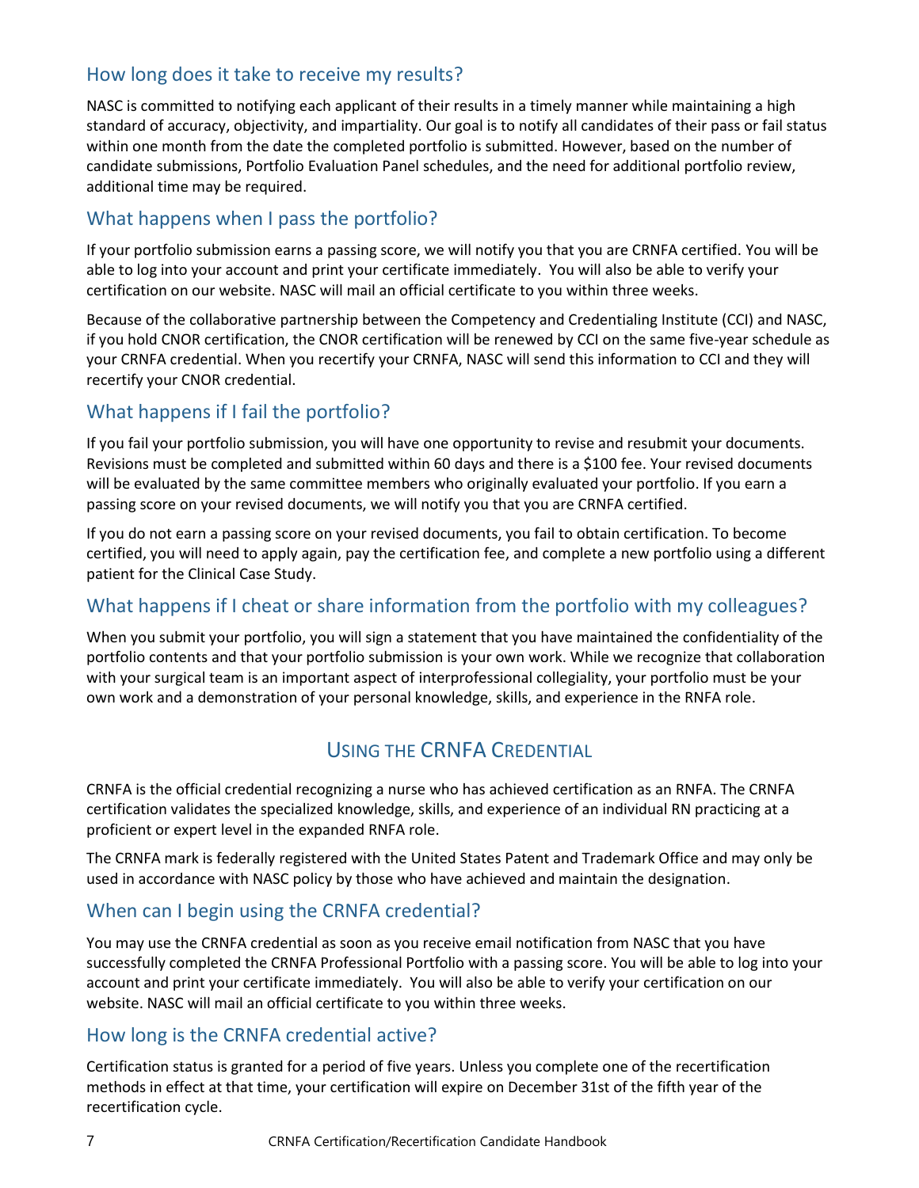## How long does it take to receive my results?

NASC is committed to notifying each applicant of their results in a timely manner while maintaining a high standard of accuracy, objectivity, and impartiality. Our goal is to notify all candidates of their pass or fail status within one month from the date the completed portfolio is submitted. However, based on the number of candidate submissions, Portfolio Evaluation Panel schedules, and the need for additional portfolio review, additional time may be required.

## What happens when I pass the portfolio?

If your portfolio submission earns a passing score, we will notify you that you are CRNFA certified. You will be able to log into your account and print your certificate immediately. You will also be able to verify your certification on our website. NASC will mail an official certificate to you within three weeks.

Because of the collaborative partnership between the Competency and Credentialing Institute (CCI) and NASC, if you hold CNOR certification, the CNOR certification will be renewed by CCI on the same five-year schedule as your CRNFA credential. When you recertify your CRNFA, NASC will send this information to CCI and they will recertify your CNOR credential.

## What happens if I fail the portfolio?

If you fail your portfolio submission, you will have one opportunity to revise and resubmit your documents. Revisions must be completed and submitted within 60 days and there is a $100 fee. Your revised documents will be evaluated by the same committee members who originally evaluated your portfolio. If you earn a passing score on your revised documents, we will notify you that you are CRNFA certified.

If you do not earn a passing score on your revised documents, you fail to obtain certification. To become certified, you will need to apply again, pay the certification fee, and complete a new portfolio using a different patient for the Clinical Case Study.

## What happens if I cheat or share information from the portfolio with my colleagues?

When you submit your portfolio, you will sign a statement that you have maintained the confidentiality of the portfolio contents and that your portfolio submission is your own work. While we recognize that collaboration with your surgical team is an important aspect of interprofessional collegiality, your portfolio must be your own work and a demonstration of your personal knowledge, skills, and experience in the RNFA role.

# Using the CRNFA Credential

CRNFA is the official credential recognizing a nurse who has achieved certification as an RNFA. The CRNFA certification validates the specialized knowledge, skills, and experience of an individual RN practicing at a proficient or expert level in the expanded RNFA role.

The CRNFA mark is federally registered with the United States Patent and Trademark Office and may only be used in accordance with NASC policy by those who have achieved and maintain the designation.

## When can I begin using the CRNFA credential?

You may use the CRNFA credential as soon as you receive email notification from NASC that you have successfully completed the CRNFA Professional Portfolio with a passing score. You will be able to log into your account and print your certificate immediately. You will also be able to verify your certification on our website. NASC will mail an official certificate to you within three weeks.

## How long is the CRNFA credential active?

Certification status is granted for a period of five years. Unless you complete one of the recertification methods in effect at that time, your certification will expire on December 31st of the fifth year of the recertification cycle.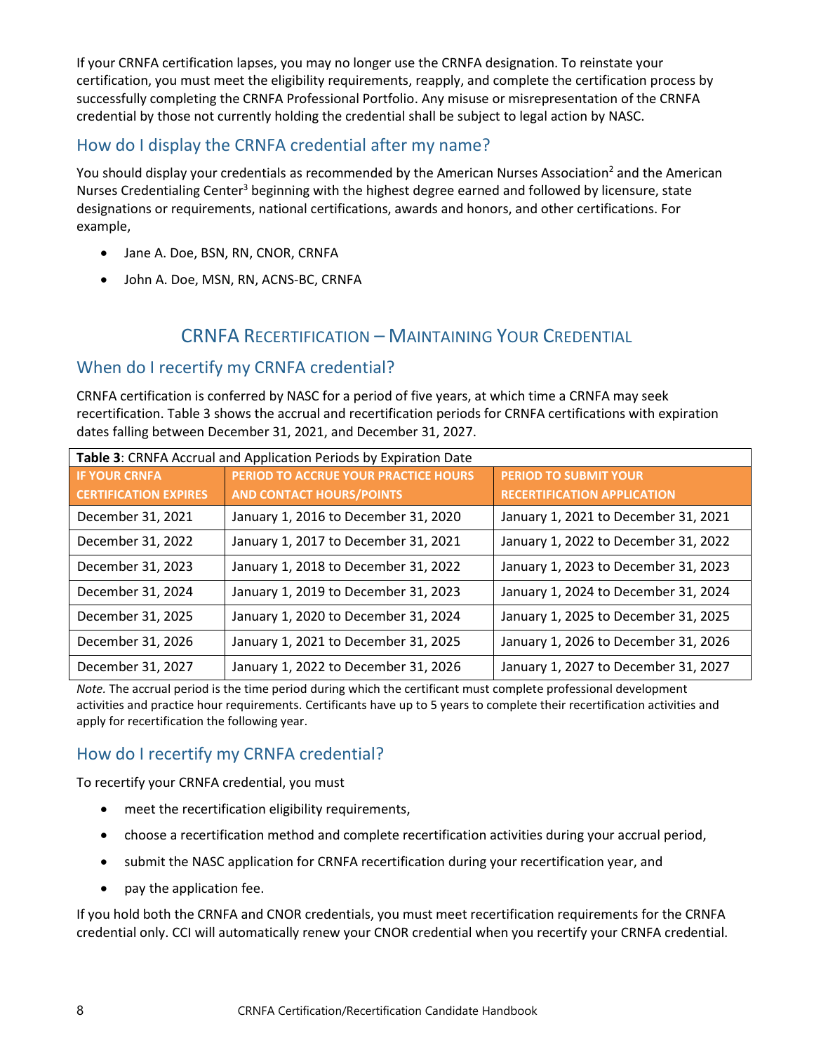If your CRNFA certification lapses, you may no longer use the CRNFA designation. To reinstate your certification, you must meet the eligibility requirements, reapply, and complete the certification process by successfully completing the CRNFA Professional Portfolio. Any misuse or misrepresentation of the CRNFA credential by those not currently holding the credential shall be subject to legal action by NASC.

## How do I display the CRNFA credential after my name?

You should display your credentials as recommended by the American Nurses Association[2] and the American Nurses Credentialing Center[3] beginning with the highest degree earned and followed by licensure, state designations or requirements, national certifications, awards and honors, and other certifications. For example,

- Jane A. Doe, BSN, RN, CNOR, CRNFA
- John A. Doe, MSN, RN, ACNS-BC, CRNFA

# CRNFA Recertification – Maintaining Your Credential

## When do I recertify my CRNFA credential?

CRNFA certification is conferred by NASC for a period of five years, at which time a CRNFA may seek recertification. Table 3 shows the accrual and recertification periods for CRNFA certifications with expiration dates falling between December 31, 2021, and December 31, 2027.

**Table 3**: CRNFA Accrual and Application Periods by Expiration Date

| IF YOUR CRNFA CERTIFICATION EXPIRES | PERIOD TO ACCRUE YOUR PRACTICE HOURS AND CONTACT HOURS/POINTS | PERIOD TO SUBMIT YOUR RECERTIFICATION APPLICATION |
|---|---|---|
| December 31, 2021 | January 1, 2016 to December 31, 2020 | January 1, 2021 to December 31, 2021 |
| December 31, 2022 | January 1, 2017 to December 31, 2021 | January 1, 2022 to December 31, 2022 |
| December 31, 2023 | January 1, 2018 to December 31, 2022 | January 1, 2023 to December 31, 2023 |
| December 31, 2024 | January 1, 2019 to December 31, 2023 | January 1, 2024 to December 31, 2024 |
| December 31, 2025 | January 1, 2020 to December 31, 2024 | January 1, 2025 to December 31, 2025 |
| December 31, 2026 | January 1, 2021 to December 31, 2025 | January 1, 2026 to December 31, 2026 |
| December 31, 2027 | January 1, 2022 to December 31, 2026 | January 1, 2027 to December 31, 2027 |

*Note.* The accrual period is the time period during which the certificant must complete professional development activities and practice hour requirements. Certificants have up to 5 years to complete their recertification activities and apply for recertification the following year.

## How do I recertify my CRNFA credential?

To recertify your CRNFA credential, you must

- meet the recertification eligibility requirements,
- choose a recertification method and complete recertification activities during your accrual period,
- submit the NASC application for CRNFA recertification during your recertification year, and
- pay the application fee.

If you hold both the CRNFA and CNOR credentials, you must meet recertification requirements for the CRNFA credential only. CCI will automatically renew your CNOR credential when you recertify your CRNFA credential.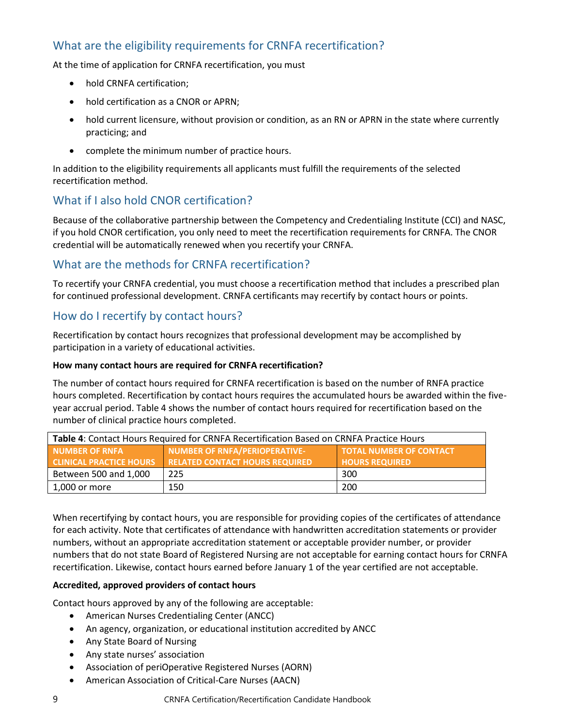## What are the eligibility requirements for CRNFA recertification?

At the time of application for CRNFA recertification, you must

- hold CRNFA certification;
- hold certification as a CNOR or APRN;
- hold current licensure, without provision or condition, as an RN or APRN in the state where currently practicing; and
- complete the minimum number of practice hours.

In addition to the eligibility requirements all applicants must fulfill the requirements of the selected recertification method.

## What if I also hold CNOR certification?

Because of the collaborative partnership between the Competency and Credentialing Institute (CCI) and NASC, if you hold CNOR certification, you only need to meet the recertification requirements for CRNFA. The CNOR credential will be automatically renewed when you recertify your CRNFA.

## What are the methods for CRNFA recertification?

To recertify your CRNFA credential, you must choose a recertification method that includes a prescribed plan for continued professional development. CRNFA certificants may recertify by contact hours or points.

## How do I recertify by contact hours?

Recertification by contact hours recognizes that professional development may be accomplished by participation in a variety of educational activities.

**How many contact hours are required for CRNFA recertification?**

The number of contact hours required for CRNFA recertification is based on the number of RNFA practice hours completed. Recertification by contact hours requires the accumulated hours be awarded within the five-year accrual period. Table 4 shows the number of contact hours required for recertification based on the number of clinical practice hours completed.

**Table 4**: Contact Hours Required for CRNFA Recertification Based on CRNFA Practice Hours

| NUMBER OF RNFA CLINICAL PRACTICE HOURS | NUMBER OF RNFA/PERIOPERATIVE-RELATED CONTACT HOURS REQUIRED | TOTAL NUMBER OF CONTACT HOURS REQUIRED |
|---|---|---|
| Between 500 and 1,000 | 225 | 300 |
| 1,000 or more | 150 | 200 |

When recertifying by contact hours, you are responsible for providing copies of the certificates of attendance for each activity. Note that certificates of attendance with handwritten accreditation statements or provider numbers, without an appropriate accreditation statement or acceptable provider number, or provider numbers that do not state Board of Registered Nursing are not acceptable for earning contact hours for CRNFA recertification. Likewise, contact hours earned before January 1 of the year certified are not acceptable.

**Accredited, approved providers of contact hours**

Contact hours approved by any of the following are acceptable:

- American Nurses Credentialing Center (ANCC)
- An agency, organization, or educational institution accredited by ANCC
- Any State Board of Nursing
- Any state nurses' association
- Association of periOperative Registered Nurses (AORN)
- American Association of Critical-Care Nurses (AACN)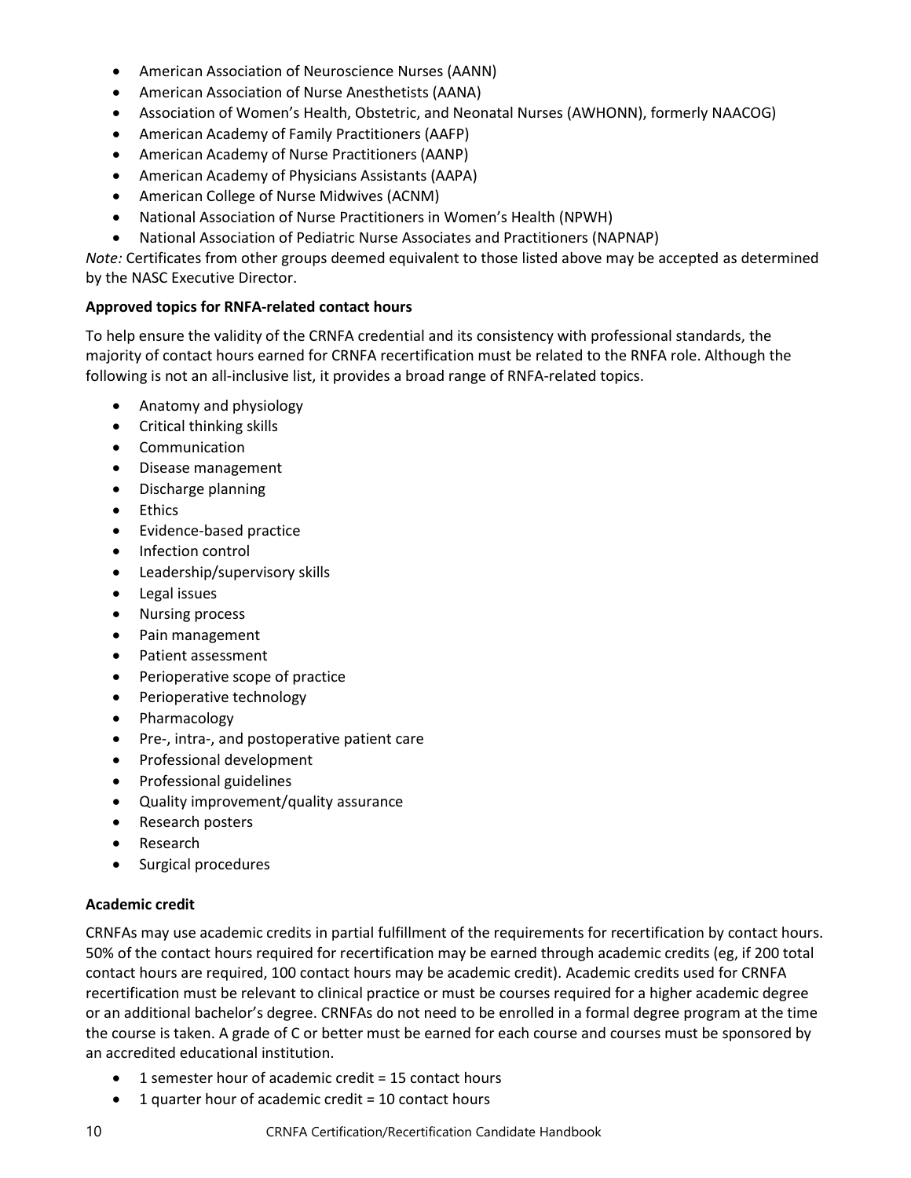- American Association of Neuroscience Nurses (AANN)
- American Association of Nurse Anesthetists (AANA)
- Association of Women's Health, Obstetric, and Neonatal Nurses (AWHONN), formerly NAACOG)
- American Academy of Family Practitioners (AAFP)
- American Academy of Nurse Practitioners (AANP)
- American Academy of Physicians Assistants (AAPA)
- American College of Nurse Midwives (ACNM)
- National Association of Nurse Practitioners in Women's Health (NPWH)
- National Association of Pediatric Nurse Associates and Practitioners (NAPNAP)

*Note:* Certificates from other groups deemed equivalent to those listed above may be accepted as determined by the NASC Executive Director.

**Approved topics for RNFA-related contact hours**

To help ensure the validity of the CRNFA credential and its consistency with professional standards, the majority of contact hours earned for CRNFA recertification must be related to the RNFA role. Although the following is not an all-inclusive list, it provides a broad range of RNFA-related topics.

- Anatomy and physiology
- Critical thinking skills
- Communication
- Disease management
- Discharge planning
- Ethics
- Evidence-based practice
- Infection control
- Leadership/supervisory skills
- Legal issues
- Nursing process
- Pain management
- Patient assessment
- Perioperative scope of practice
- Perioperative technology
- Pharmacology
- Pre-, intra-, and postoperative patient care
- Professional development
- Professional guidelines
- Quality improvement/quality assurance
- Research posters
- Research
- Surgical procedures

**Academic credit**

CRNFAs may use academic credits in partial fulfillment of the requirements for recertification by contact hours. 50% of the contact hours required for recertification may be earned through academic credits (eg, if 200 total contact hours are required, 100 contact hours may be academic credit). Academic credits used for CRNFA recertification must be relevant to clinical practice or must be courses required for a higher academic degree or an additional bachelor's degree. CRNFAs do not need to be enrolled in a formal degree program at the time the course is taken. A grade of C or better must be earned for each course and courses must be sponsored by an accredited educational institution.

- 1 semester hour of academic credit = 15 contact hours
- 1 quarter hour of academic credit = 10 contact hours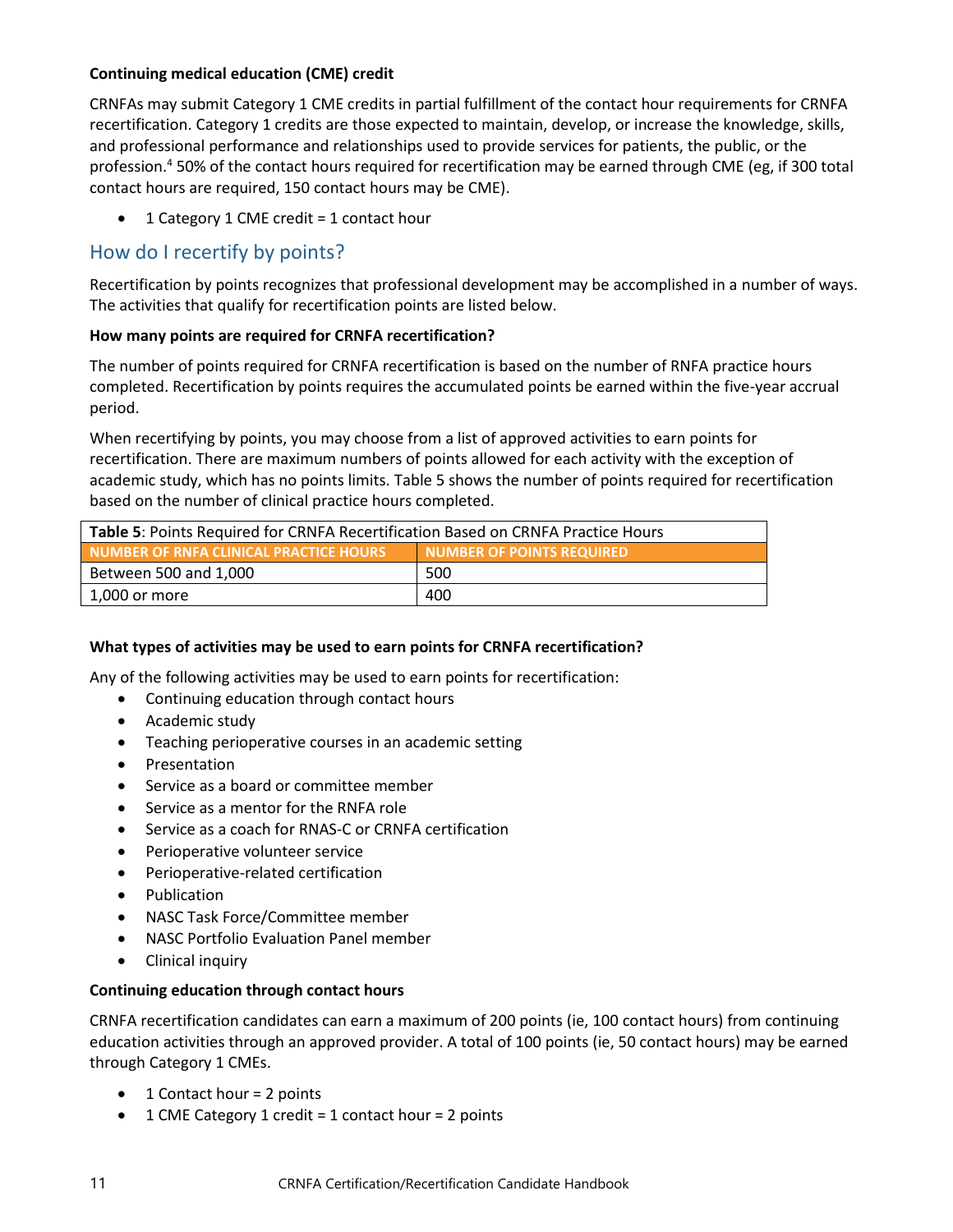**Continuing medical education (CME) credit**

CRNFAs may submit Category 1 CME credits in partial fulfillment of the contact hour requirements for CRNFA recertification. Category 1 credits are those expected to maintain, develop, or increase the knowledge, skills, and professional performance and relationships used to provide services for patients, the public, or the profession.[4] 50% of the contact hours required for recertification may be earned through CME (eg, if 300 total contact hours are required, 150 contact hours may be CME).

- 1 Category 1 CME credit = 1 contact hour

## How do I recertify by points?

Recertification by points recognizes that professional development may be accomplished in a number of ways. The activities that qualify for recertification points are listed below.

**How many points are required for CRNFA recertification?**

The number of points required for CRNFA recertification is based on the number of RNFA practice hours completed. Recertification by points requires the accumulated points be earned within the five-year accrual period.

When recertifying by points, you may choose from a list of approved activities to earn points for recertification. There are maximum numbers of points allowed for each activity with the exception of academic study, which has no points limits. Table 5 shows the number of points required for recertification based on the number of clinical practice hours completed.

**Table 5**: Points Required for CRNFA Recertification Based on CRNFA Practice Hours

| NUMBER OF RNFA CLINICAL PRACTICE HOURS | NUMBER OF POINTS REQUIRED |
|---|---|
| Between 500 and 1,000 | 500 |
| 1,000 or more | 400 |

**What types of activities may be used to earn points for CRNFA recertification?**

Any of the following activities may be used to earn points for recertification:

- Continuing education through contact hours
- Academic study
- Teaching perioperative courses in an academic setting
- Presentation
- Service as a board or committee member
- Service as a mentor for the RNFA role
- Service as a coach for RNAS-C or CRNFA certification
- Perioperative volunteer service
- Perioperative-related certification
- Publication
- NASC Task Force/Committee member
- NASC Portfolio Evaluation Panel member
- Clinical inquiry

**Continuing education through contact hours**

CRNFA recertification candidates can earn a maximum of 200 points (ie, 100 contact hours) from continuing education activities through an approved provider. A total of 100 points (ie, 50 contact hours) may be earned through Category 1 CMEs.

- 1 Contact hour = 2 points
- 1 CME Category 1 credit = 1 contact hour = 2 points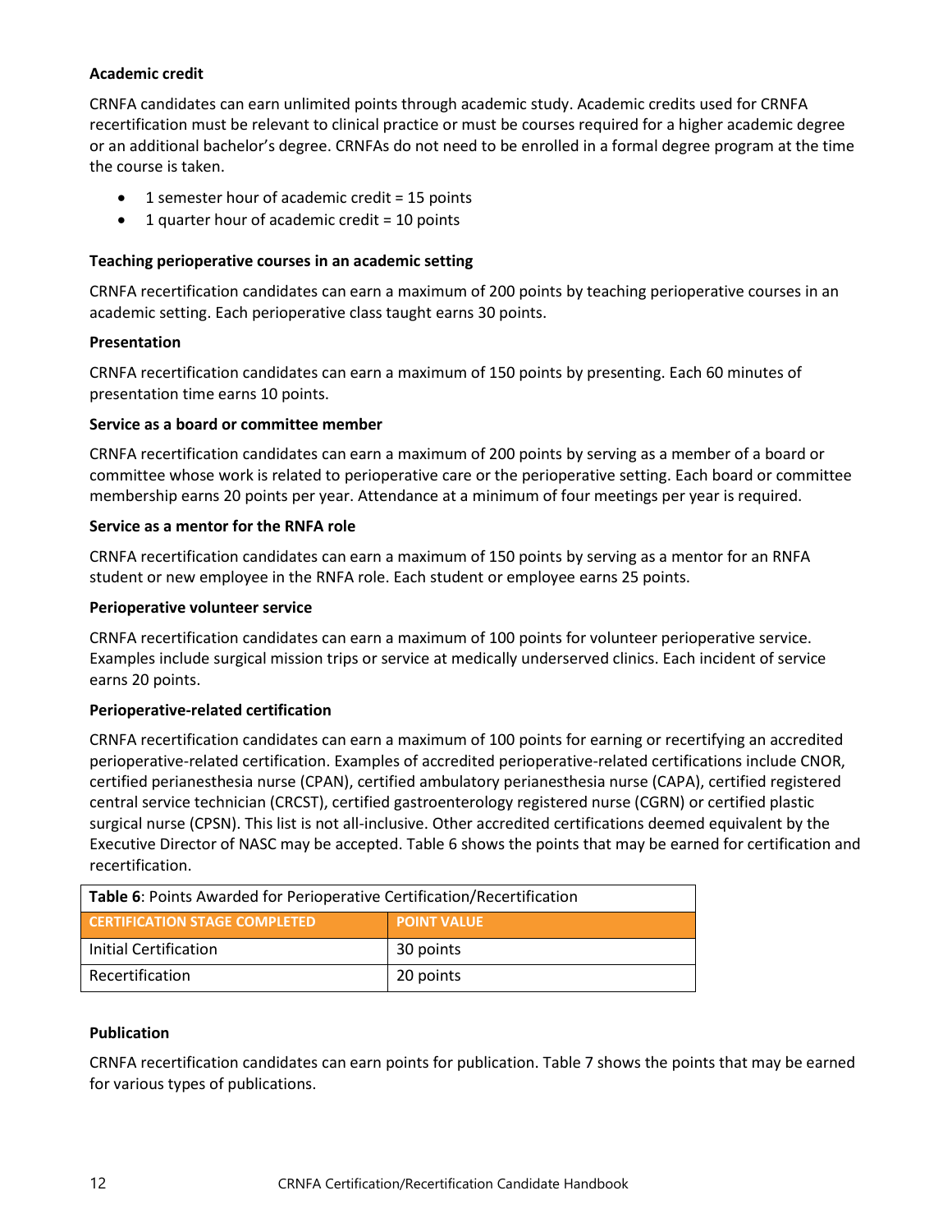### Academic credit

CRNFA candidates can earn unlimited points through academic study. Academic credits used for CRNFA recertification must be relevant to clinical practice or must be courses required for a higher academic degree or an additional bachelor's degree. CRNFAs do not need to be enrolled in a formal degree program at the time the course is taken.

- 1 semester hour of academic credit = 15 points
- 1 quarter hour of academic credit = 10 points

### Teaching perioperative courses in an academic setting

CRNFA recertification candidates can earn a maximum of 200 points by teaching perioperative courses in an academic setting. Each perioperative class taught earns 30 points.

### Presentation

CRNFA recertification candidates can earn a maximum of 150 points by presenting. Each 60 minutes of presentation time earns 10 points.

### Service as a board or committee member

CRNFA recertification candidates can earn a maximum of 200 points by serving as a member of a board or committee whose work is related to perioperative care or the perioperative setting. Each board or committee membership earns 20 points per year. Attendance at a minimum of four meetings per year is required.

### Service as a mentor for the RNFA role

CRNFA recertification candidates can earn a maximum of 150 points by serving as a mentor for an RNFA student or new employee in the RNFA role. Each student or employee earns 25 points.

### Perioperative volunteer service

CRNFA recertification candidates can earn a maximum of 100 points for volunteer perioperative service. Examples include surgical mission trips or service at medically underserved clinics. Each incident of service earns 20 points.

### Perioperative-related certification

CRNFA recertification candidates can earn a maximum of 100 points for earning or recertifying an accredited perioperative-related certification. Examples of accredited perioperative-related certifications include CNOR, certified perianesthesia nurse (CPAN), certified ambulatory perianesthesia nurse (CAPA), certified registered central service technician (CRCST), certified gastroenterology registered nurse (CGRN) or certified plastic surgical nurse (CPSN). This list is not all-inclusive. Other accredited certifications deemed equivalent by the Executive Director of NASC may be accepted. Table 6 shows the points that may be earned for certification and recertification.

**Table 6**: Points Awarded for Perioperative Certification/Recertification

| CERTIFICATION STAGE COMPLETED | POINT VALUE |
| --- | --- |
| Initial Certification | 30 points |
| Recertification | 20 points |

### Publication

CRNFA recertification candidates can earn points for publication. Table 7 shows the points that may be earned for various types of publications.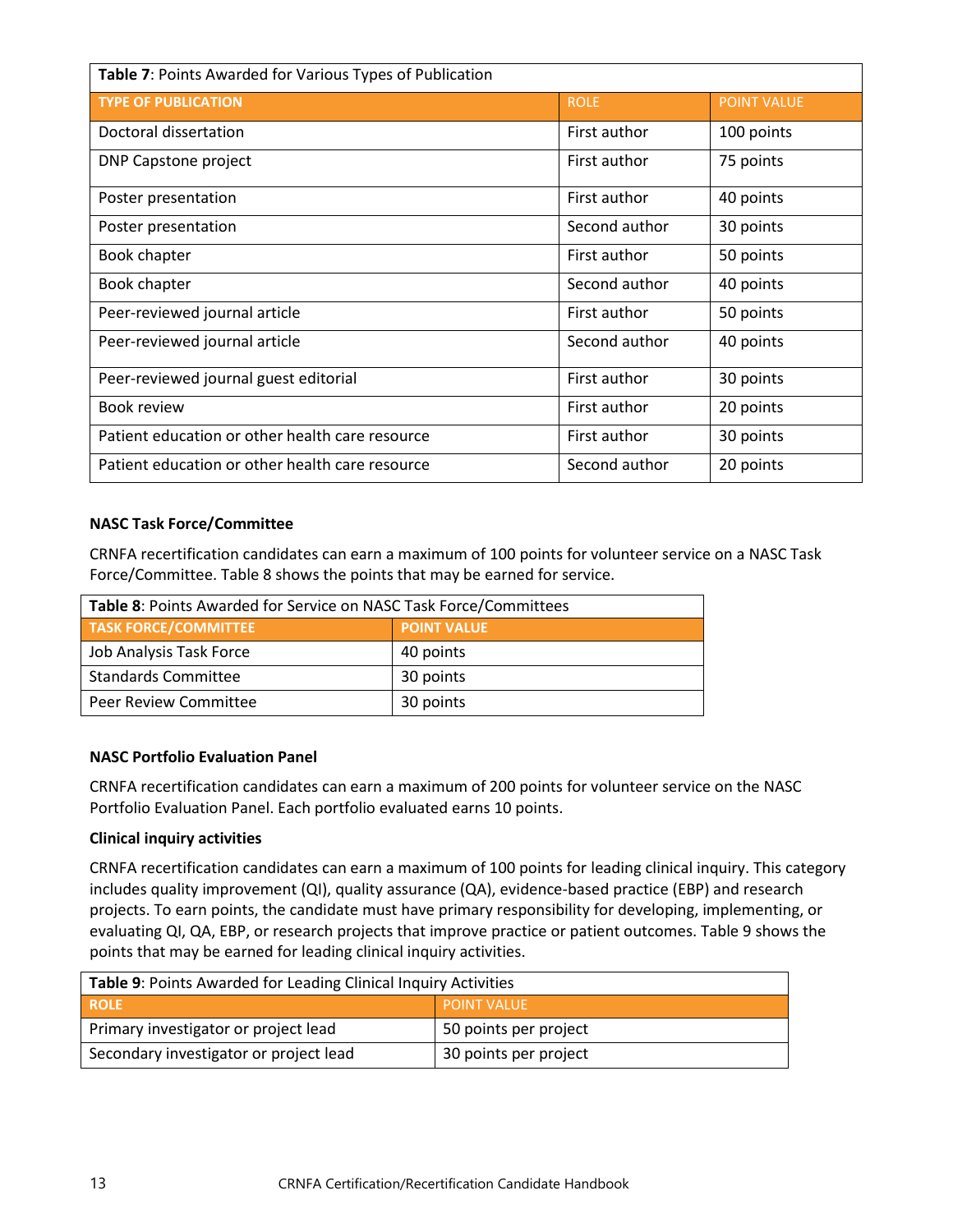| **Table 7**: Points Awarded for Various Types of Publication | | |
|---|---|---|
| **TYPE OF PUBLICATION** | ROLE | POINT VALUE |
| Doctoral dissertation | First author | 100 points |
| DNP Capstone project | First author | 75 points |
| Poster presentation | First author | 40 points |
| Poster presentation | Second author | 30 points |
| Book chapter | First author | 50 points |
| Book chapter | Second author | 40 points |
| Peer-reviewed journal article | First author | 50 points |
| Peer-reviewed journal article | Second author | 40 points |
| Peer-reviewed journal guest editorial | First author | 30 points |
| Book review | First author | 20 points |
| Patient education or other health care resource | First author | 30 points |
| Patient education or other health care resource | Second author | 20 points |

**NASC Task Force/Committee**

CRNFA recertification candidates can earn a maximum of 100 points for volunteer service on a NASC Task Force/Committee. Table 8 shows the points that may be earned for service.

| **Table 8**: Points Awarded for Service on NASC Task Force/Committees | |
|---|---|
| **TASK FORCE/COMMITTEE** | **POINT VALUE** |
| Job Analysis Task Force | 40 points |
| Standards Committee | 30 points |
| Peer Review Committee | 30 points |

**NASC Portfolio Evaluation Panel**

CRNFA recertification candidates can earn a maximum of 200 points for volunteer service on the NASC Portfolio Evaluation Panel. Each portfolio evaluated earns 10 points.

**Clinical inquiry activities**

CRNFA recertification candidates can earn a maximum of 100 points for leading clinical inquiry. This category includes quality improvement (QI), quality assurance (QA), evidence-based practice (EBP) and research projects. To earn points, the candidate must have primary responsibility for developing, implementing, or evaluating QI, QA, EBP, or research projects that improve practice or patient outcomes. Table 9 shows the points that may be earned for leading clinical inquiry activities.

| **Table 9**: Points Awarded for Leading Clinical Inquiry Activities | |
|---|---|
| **ROLE** | POINT VALUE |
| Primary investigator or project lead | 50 points per project |
| Secondary investigator or project lead | 30 points per project |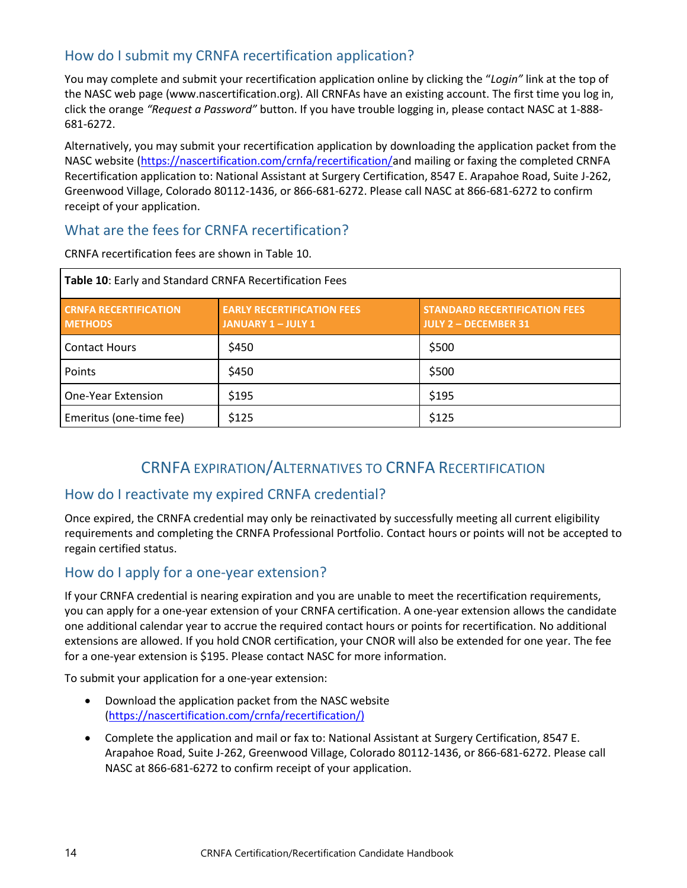## How do I submit my CRNFA recertification application?

You may complete and submit your recertification application online by clicking the "*Login*" link at the top of the NASC web page (www.nascertification.org). All CRNFAs have an existing account. The first time you log in, click the orange *"Request a Password"* button. If you have trouble logging in, please contact NASC at 1-888-681-6272.

Alternatively, you may submit your recertification application by downloading the application packet from the NASC website (https://nascertification.com/crnfa/recertification/and mailing or faxing the completed CRNFA Recertification application to: National Assistant at Surgery Certification, 8547 E. Arapahoe Road, Suite J-262, Greenwood Village, Colorado 80112-1436, or 866-681-6272. Please call NASC at 866-681-6272 to confirm receipt of your application.

## What are the fees for CRNFA recertification?

CRNFA recertification fees are shown in Table 10.

**Table 10**: Early and Standard CRNFA Recertification Fees

| CRNFA RECERTIFICATION METHODS | EARLY RECERTIFICATION FEES JANUARY 1 – JULY 1 | STANDARD RECERTIFICATION FEES JULY 2 – DECEMBER 31 |
|---|---|---|
| Contact Hours | $450 | $500 |
| Points | $450 | $500 |
| One-Year Extension | $195 | $195 |
| Emeritus (one-time fee) | $125 | $125 |

# CRNFA EXPIRATION/ALTERNATIVES TO CRNFA RECERTIFICATION

## How do I reactivate my expired CRNFA credential?

Once expired, the CRNFA credential may only be reinactivated by successfully meeting all current eligibility requirements and completing the CRNFA Professional Portfolio. Contact hours or points will not be accepted to regain certified status.

## How do I apply for a one-year extension?

If your CRNFA credential is nearing expiration and you are unable to meet the recertification requirements, you can apply for a one-year extension of your CRNFA certification. A one-year extension allows the candidate one additional calendar year to accrue the required contact hours or points for recertification. No additional extensions are allowed. If you hold CNOR certification, your CNOR will also be extended for one year. The fee for a one-year extension is $195. Please contact NASC for more information.

To submit your application for a one-year extension:

- Download the application packet from the NASC website (https://nascertification.com/crnfa/recertification/)
- Complete the application and mail or fax to: National Assistant at Surgery Certification, 8547 E. Arapahoe Road, Suite J-262, Greenwood Village, Colorado 80112-1436, or 866-681-6272. Please call NASC at 866-681-6272 to confirm receipt of your application.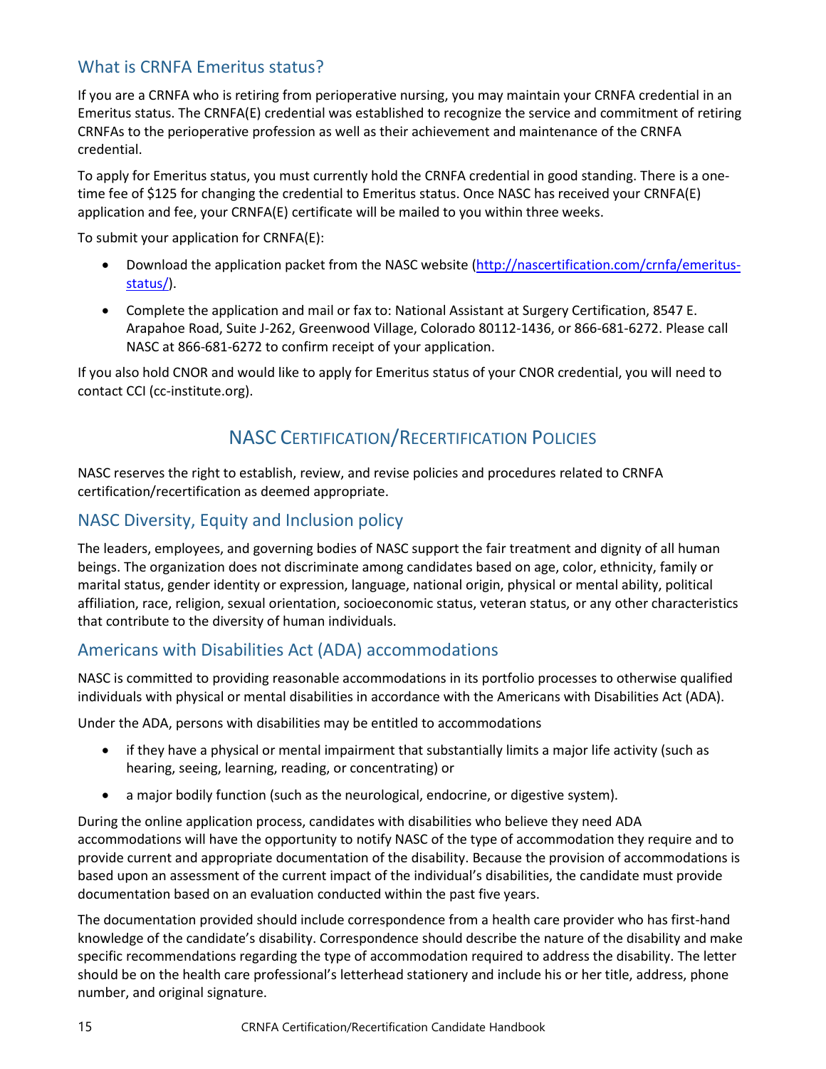## What is CRNFA Emeritus status?

If you are a CRNFA who is retiring from perioperative nursing, you may maintain your CRNFA credential in an Emeritus status. The CRNFA(E) credential was established to recognize the service and commitment of retiring CRNFAs to the perioperative profession as well as their achievement and maintenance of the CRNFA credential.

To apply for Emeritus status, you must currently hold the CRNFA credential in good standing. There is a one-time fee of $125 for changing the credential to Emeritus status. Once NASC has received your CRNFA(E) application and fee, your CRNFA(E) certificate will be mailed to you within three weeks.

To submit your application for CRNFA(E):

- Download the application packet from the NASC website (http://nascertification.com/crnfa/emeritus-status/).
- Complete the application and mail or fax to: National Assistant at Surgery Certification, 8547 E. Arapahoe Road, Suite J-262, Greenwood Village, Colorado 80112-1436, or 866-681-6272. Please call NASC at 866-681-6272 to confirm receipt of your application.

If you also hold CNOR and would like to apply for Emeritus status of your CNOR credential, you will need to contact CCI (cc-institute.org).

# NASC Certification/Recertification Policies

NASC reserves the right to establish, review, and revise policies and procedures related to CRNFA certification/recertification as deemed appropriate.

## NASC Diversity, Equity and Inclusion policy

The leaders, employees, and governing bodies of NASC support the fair treatment and dignity of all human beings. The organization does not discriminate among candidates based on age, color, ethnicity, family or marital status, gender identity or expression, language, national origin, physical or mental ability, political affiliation, race, religion, sexual orientation, socioeconomic status, veteran status, or any other characteristics that contribute to the diversity of human individuals.

## Americans with Disabilities Act (ADA) accommodations

NASC is committed to providing reasonable accommodations in its portfolio processes to otherwise qualified individuals with physical or mental disabilities in accordance with the Americans with Disabilities Act (ADA).

Under the ADA, persons with disabilities may be entitled to accommodations

- if they have a physical or mental impairment that substantially limits a major life activity (such as hearing, seeing, learning, reading, or concentrating) or
- a major bodily function (such as the neurological, endocrine, or digestive system).

During the online application process, candidates with disabilities who believe they need ADA accommodations will have the opportunity to notify NASC of the type of accommodation they require and to provide current and appropriate documentation of the disability. Because the provision of accommodations is based upon an assessment of the current impact of the individual's disabilities, the candidate must provide documentation based on an evaluation conducted within the past five years.

The documentation provided should include correspondence from a health care provider who has first-hand knowledge of the candidate's disability. Correspondence should describe the nature of the disability and make specific recommendations regarding the type of accommodation required to address the disability. The letter should be on the health care professional's letterhead stationery and include his or her title, address, phone number, and original signature.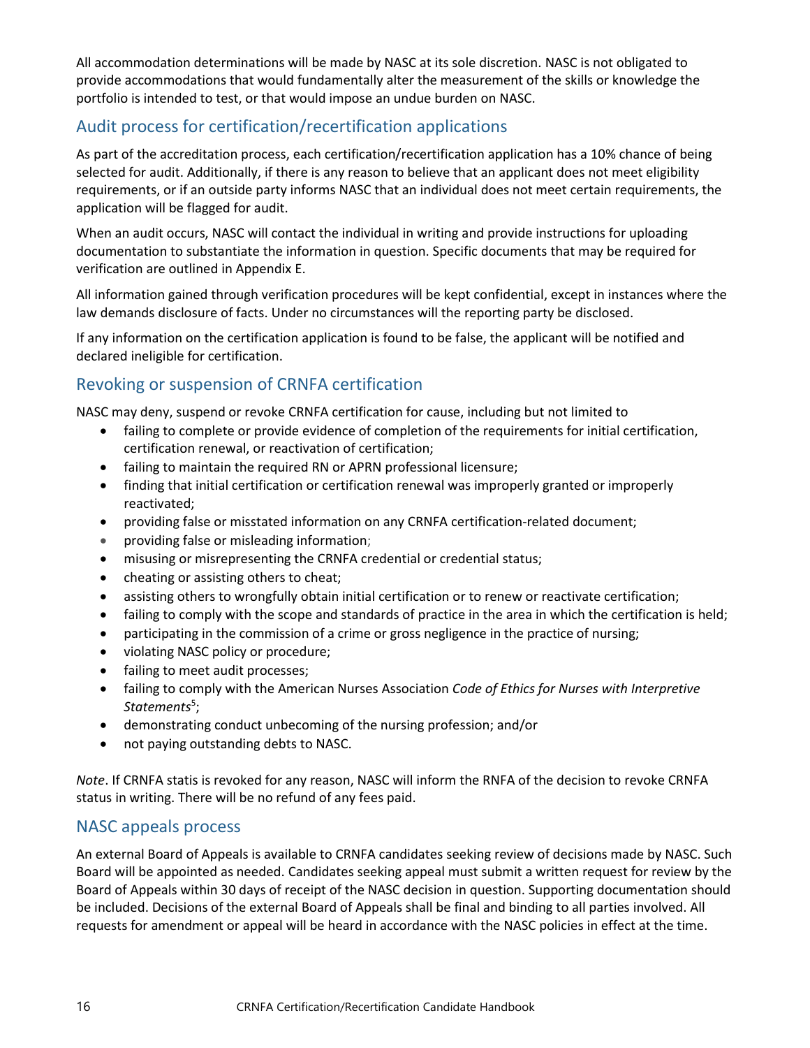All accommodation determinations will be made by NASC at its sole discretion. NASC is not obligated to provide accommodations that would fundamentally alter the measurement of the skills or knowledge the portfolio is intended to test, or that would impose an undue burden on NASC.

## Audit process for certification/recertification applications

As part of the accreditation process, each certification/recertification application has a 10% chance of being selected for audit. Additionally, if there is any reason to believe that an applicant does not meet eligibility requirements, or if an outside party informs NASC that an individual does not meet certain requirements, the application will be flagged for audit.

When an audit occurs, NASC will contact the individual in writing and provide instructions for uploading documentation to substantiate the information in question. Specific documents that may be required for verification are outlined in Appendix E.

All information gained through verification procedures will be kept confidential, except in instances where the law demands disclosure of facts. Under no circumstances will the reporting party be disclosed.

If any information on the certification application is found to be false, the applicant will be notified and declared ineligible for certification.

## Revoking or suspension of CRNFA certification

NASC may deny, suspend or revoke CRNFA certification for cause, including but not limited to

- failing to complete or provide evidence of completion of the requirements for initial certification, certification renewal, or reactivation of certification;
- failing to maintain the required RN or APRN professional licensure;
- finding that initial certification or certification renewal was improperly granted or improperly reactivated;
- providing false or misstated information on any CRNFA certification-related document;
- providing false or misleading information;
- misusing or misrepresenting the CRNFA credential or credential status;
- cheating or assisting others to cheat;
- assisting others to wrongfully obtain initial certification or to renew or reactivate certification;
- failing to comply with the scope and standards of practice in the area in which the certification is held;
- participating in the commission of a crime or gross negligence in the practice of nursing;
- violating NASC policy or procedure;
- failing to meet audit processes;
- failing to comply with the American Nurses Association *Code of Ethics for Nurses with Interpretive Statements*[5];
- demonstrating conduct unbecoming of the nursing profession; and/or
- not paying outstanding debts to NASC.

*Note*. If CRNFA statis is revoked for any reason, NASC will inform the RNFA of the decision to revoke CRNFA status in writing. There will be no refund of any fees paid.

## NASC appeals process

An external Board of Appeals is available to CRNFA candidates seeking review of decisions made by NASC. Such Board will be appointed as needed. Candidates seeking appeal must submit a written request for review by the Board of Appeals within 30 days of receipt of the NASC decision in question. Supporting documentation should be included. Decisions of the external Board of Appeals shall be final and binding to all parties involved. All requests for amendment or appeal will be heard in accordance with the NASC policies in effect at the time.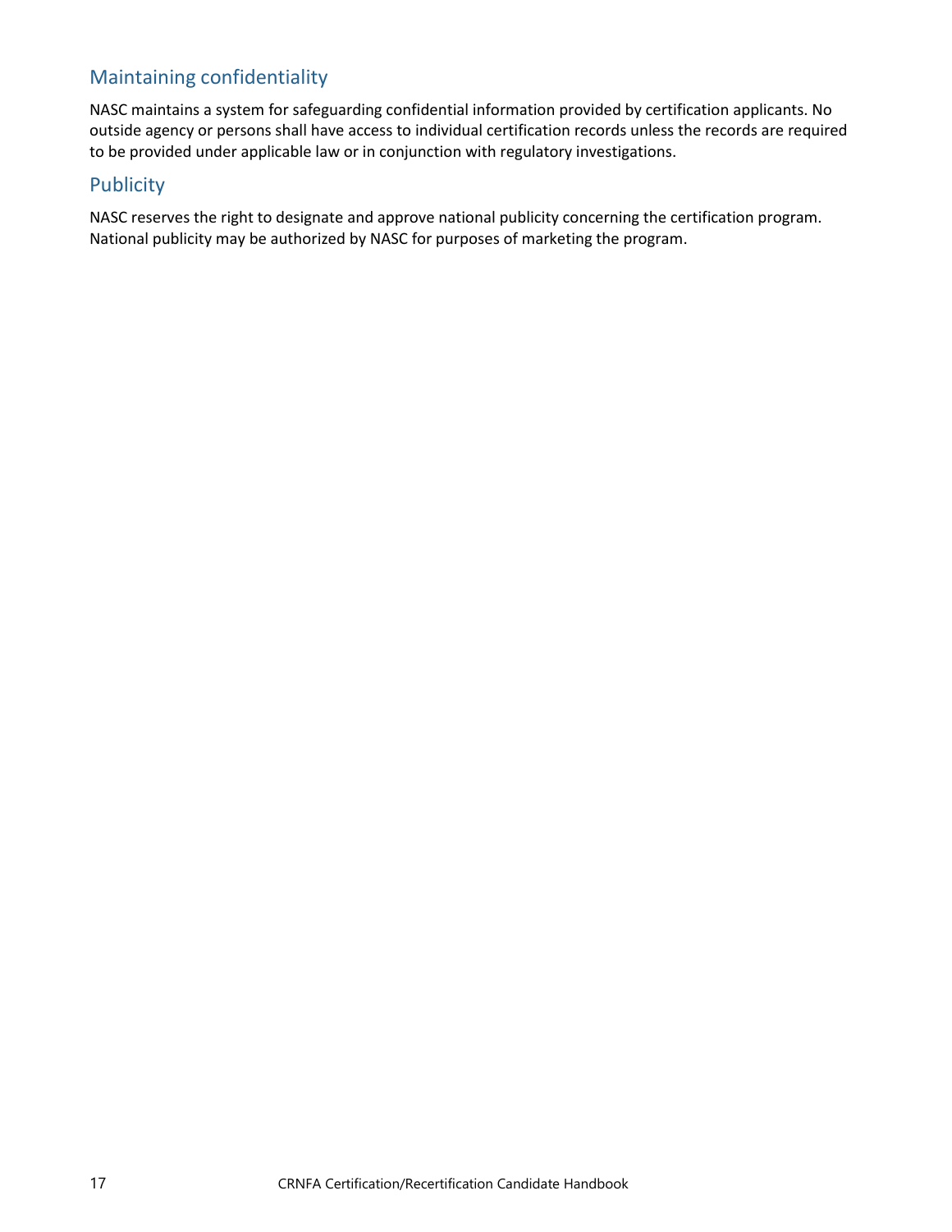## Maintaining confidentiality

NASC maintains a system for safeguarding confidential information provided by certification applicants. No outside agency or persons shall have access to individual certification records unless the records are required to be provided under applicable law or in conjunction with regulatory investigations.

## Publicity

NASC reserves the right to designate and approve national publicity concerning the certification program. National publicity may be authorized by NASC for purposes of marketing the program.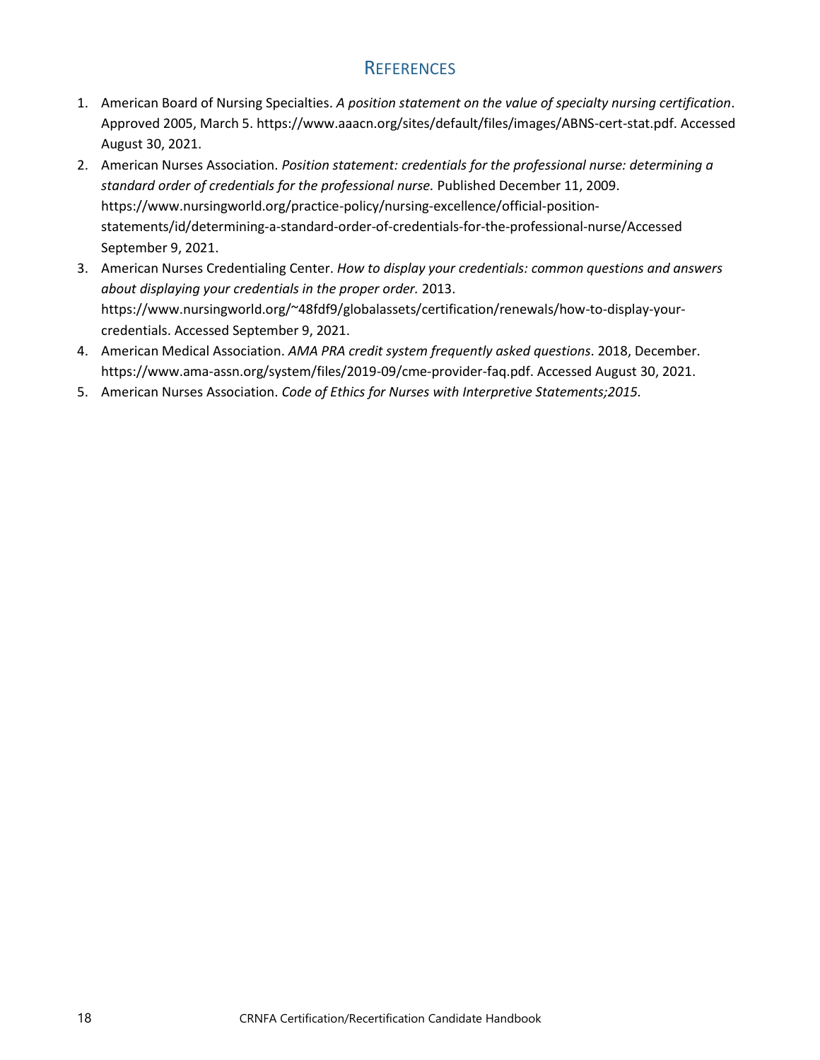# References

1. American Board of Nursing Specialties. *A position statement on the value of specialty nursing certification*. Approved 2005, March 5. https://www.aaacn.org/sites/default/files/images/ABNS-cert-stat.pdf. Accessed August 30, 2021.
2. American Nurses Association. *Position statement: credentials for the professional nurse: determining a standard order of credentials for the professional nurse.* Published December 11, 2009. https://www.nursingworld.org/practice-policy/nursing-excellence/official-position-statements/id/determining-a-standard-order-of-credentials-for-the-professional-nurse/Accessed September 9, 2021.
3. American Nurses Credentialing Center. *How to display your credentials: common questions and answers about displaying your credentials in the proper order.* 2013. https://www.nursingworld.org/~48fdf9/globalassets/certification/renewals/how-to-display-your-credentials. Accessed September 9, 2021.
4. American Medical Association. *AMA PRA credit system frequently asked questions*. 2018, December. https://www.ama-assn.org/system/files/2019-09/cme-provider-faq.pdf. Accessed August 30, 2021.
5. American Nurses Association. *Code of Ethics for Nurses with Interpretive Statements;2015.*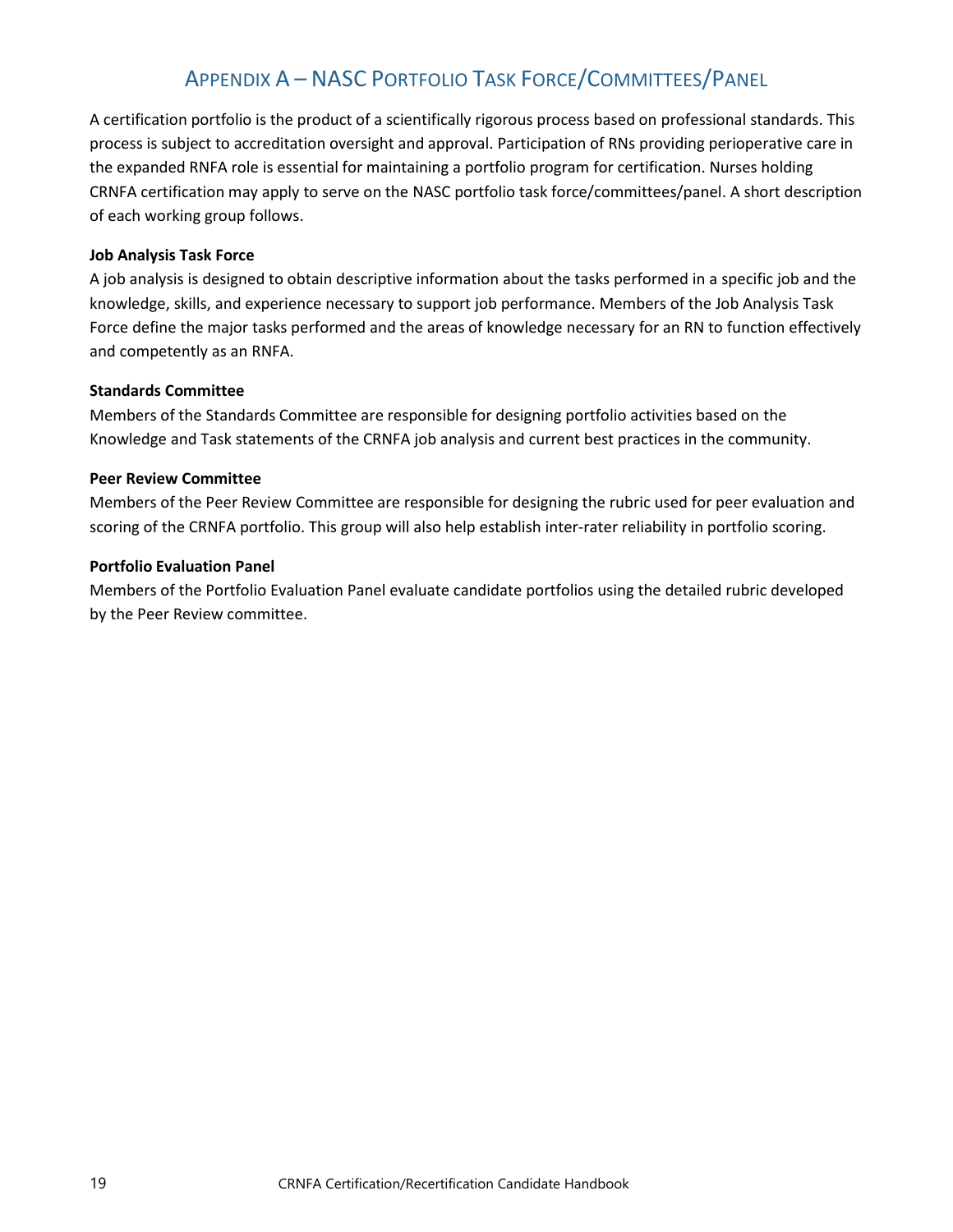# Appendix A – NASC Portfolio Task Force/Committees/Panel

A certification portfolio is the product of a scientifically rigorous process based on professional standards. This process is subject to accreditation oversight and approval. Participation of RNs providing perioperative care in the expanded RNFA role is essential for maintaining a portfolio program for certification. Nurses holding CRNFA certification may apply to serve on the NASC portfolio task force/committees/panel. A short description of each working group follows.

**Job Analysis Task Force**
A job analysis is designed to obtain descriptive information about the tasks performed in a specific job and the knowledge, skills, and experience necessary to support job performance. Members of the Job Analysis Task Force define the major tasks performed and the areas of knowledge necessary for an RN to function effectively and competently as an RNFA.

**Standards Committee**
Members of the Standards Committee are responsible for designing portfolio activities based on the Knowledge and Task statements of the CRNFA job analysis and current best practices in the community.

**Peer Review Committee**
Members of the Peer Review Committee are responsible for designing the rubric used for peer evaluation and scoring of the CRNFA portfolio. This group will also help establish inter-rater reliability in portfolio scoring.

**Portfolio Evaluation Panel**
Members of the Portfolio Evaluation Panel evaluate candidate portfolios using the detailed rubric developed by the Peer Review committee.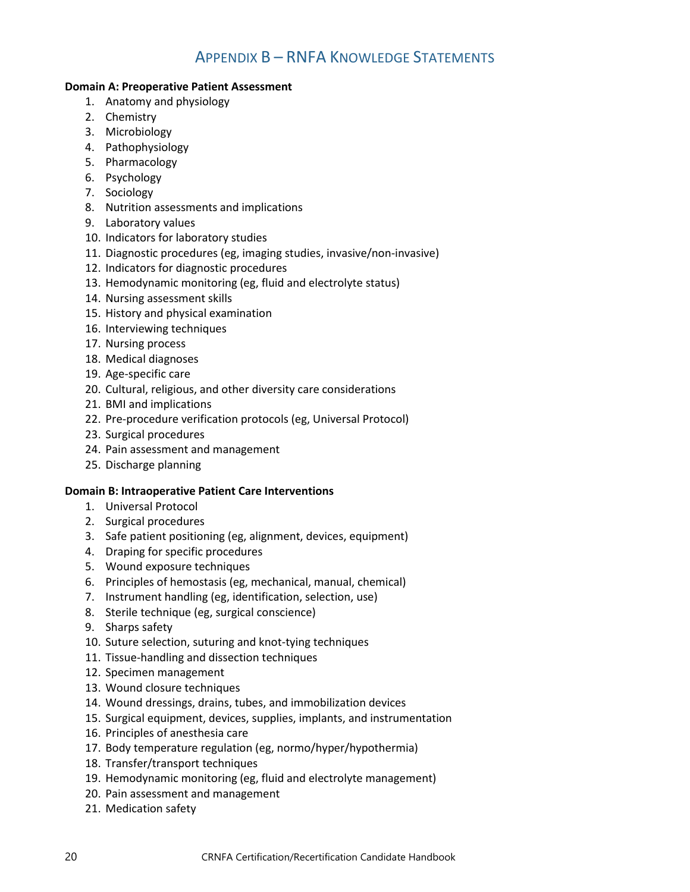# Appendix B – RNFA Knowledge Statements

**Domain A: Preoperative Patient Assessment**

1. Anatomy and physiology
2. Chemistry
3. Microbiology
4. Pathophysiology
5. Pharmacology
6. Psychology
7. Sociology
8. Nutrition assessments and implications
9. Laboratory values
10. Indicators for laboratory studies
11. Diagnostic procedures (eg, imaging studies, invasive/non-invasive)
12. Indicators for diagnostic procedures
13. Hemodynamic monitoring (eg, fluid and electrolyte status)
14. Nursing assessment skills
15. History and physical examination
16. Interviewing techniques
17. Nursing process
18. Medical diagnoses
19. Age-specific care
20. Cultural, religious, and other diversity care considerations
21. BMI and implications
22. Pre-procedure verification protocols (eg, Universal Protocol)
23. Surgical procedures
24. Pain assessment and management
25. Discharge planning

**Domain B: Intraoperative Patient Care Interventions**

1. Universal Protocol
2. Surgical procedures
3. Safe patient positioning (eg, alignment, devices, equipment)
4. Draping for specific procedures
5. Wound exposure techniques
6. Principles of hemostasis (eg, mechanical, manual, chemical)
7. Instrument handling (eg, identification, selection, use)
8. Sterile technique (eg, surgical conscience)
9. Sharps safety
10. Suture selection, suturing and knot-tying techniques
11. Tissue-handling and dissection techniques
12. Specimen management
13. Wound closure techniques
14. Wound dressings, drains, tubes, and immobilization devices
15. Surgical equipment, devices, supplies, implants, and instrumentation
16. Principles of anesthesia care
17. Body temperature regulation (eg, normo/hyper/hypothermia)
18. Transfer/transport techniques
19. Hemodynamic monitoring (eg, fluid and electrolyte management)
20. Pain assessment and management
21. Medication safety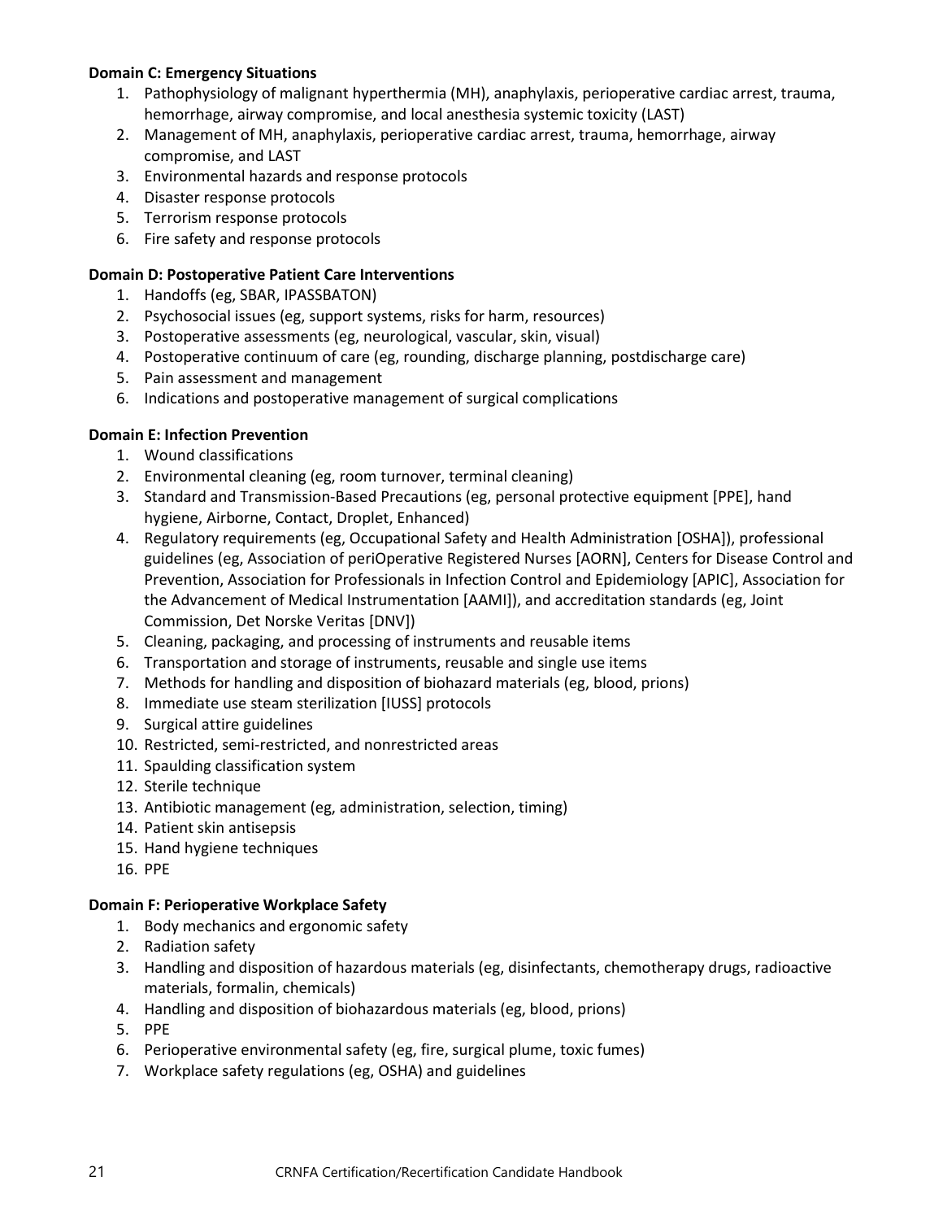**Domain C: Emergency Situations**

1. Pathophysiology of malignant hyperthermia (MH), anaphylaxis, perioperative cardiac arrest, trauma, hemorrhage, airway compromise, and local anesthesia systemic toxicity (LAST)
2. Management of MH, anaphylaxis, perioperative cardiac arrest, trauma, hemorrhage, airway compromise, and LAST
3. Environmental hazards and response protocols
4. Disaster response protocols
5. Terrorism response protocols
6. Fire safety and response protocols

**Domain D: Postoperative Patient Care Interventions**

1. Handoffs (eg, SBAR, IPASSBATON)
2. Psychosocial issues (eg, support systems, risks for harm, resources)
3. Postoperative assessments (eg, neurological, vascular, skin, visual)
4. Postoperative continuum of care (eg, rounding, discharge planning, postdischarge care)
5. Pain assessment and management
6. Indications and postoperative management of surgical complications

**Domain E: Infection Prevention**

1. Wound classifications
2. Environmental cleaning (eg, room turnover, terminal cleaning)
3. Standard and Transmission-Based Precautions (eg, personal protective equipment [PPE], hand hygiene, Airborne, Contact, Droplet, Enhanced)
4. Regulatory requirements (eg, Occupational Safety and Health Administration [OSHA]), professional guidelines (eg, Association of periOperative Registered Nurses [AORN], Centers for Disease Control and Prevention, Association for Professionals in Infection Control and Epidemiology [APIC], Association for the Advancement of Medical Instrumentation [AAMI]), and accreditation standards (eg, Joint Commission, Det Norske Veritas [DNV])
5. Cleaning, packaging, and processing of instruments and reusable items
6. Transportation and storage of instruments, reusable and single use items
7. Methods for handling and disposition of biohazard materials (eg, blood, prions)
8. Immediate use steam sterilization [IUSS] protocols
9. Surgical attire guidelines
10. Restricted, semi-restricted, and nonrestricted areas
11. Spaulding classification system
12. Sterile technique
13. Antibiotic management (eg, administration, selection, timing)
14. Patient skin antisepsis
15. Hand hygiene techniques
16. PPE

**Domain F: Perioperative Workplace Safety**

1. Body mechanics and ergonomic safety
2. Radiation safety
3. Handling and disposition of hazardous materials (eg, disinfectants, chemotherapy drugs, radioactive materials, formalin, chemicals)
4. Handling and disposition of biohazardous materials (eg, blood, prions)
5. PPE
6. Perioperative environmental safety (eg, fire, surgical plume, toxic fumes)
7. Workplace safety regulations (eg, OSHA) and guidelines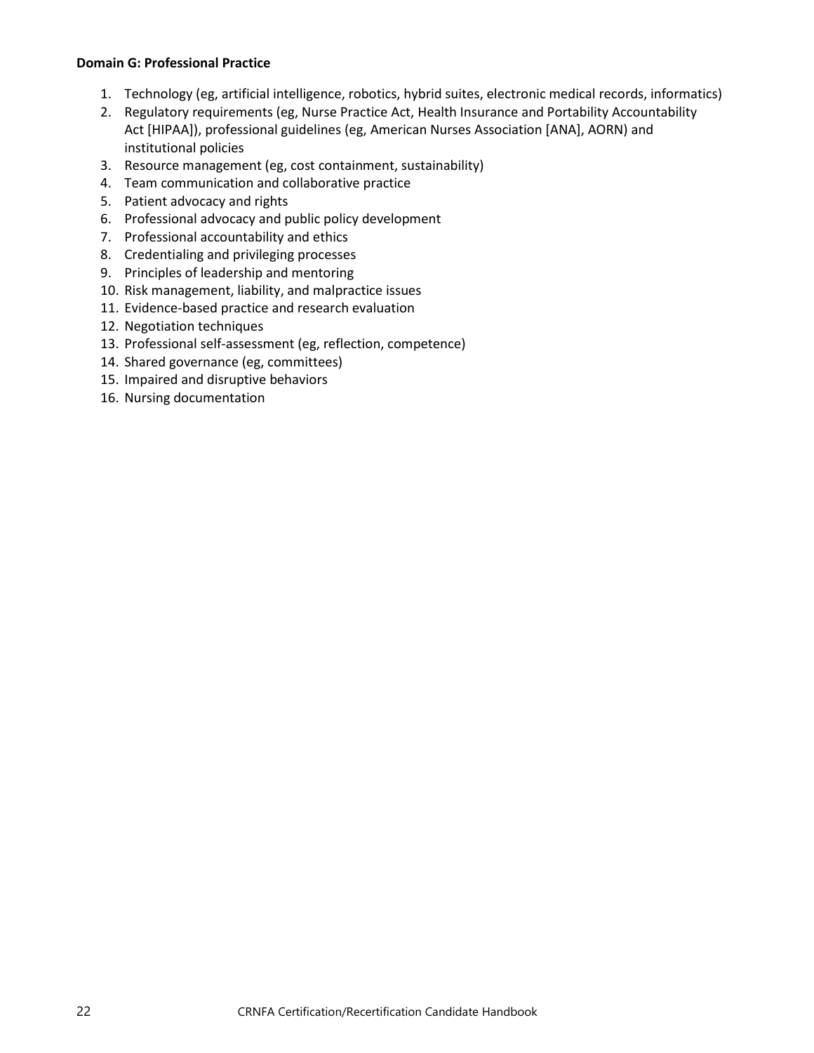**Domain G: Professional Practice**

1. Technology (eg, artificial intelligence, robotics, hybrid suites, electronic medical records, informatics)
2. Regulatory requirements (eg, Nurse Practice Act, Health Insurance and Portability Accountability Act [HIPAA]), professional guidelines (eg, American Nurses Association [ANA], AORN) and institutional policies
3. Resource management (eg, cost containment, sustainability)
4. Team communication and collaborative practice
5. Patient advocacy and rights
6. Professional advocacy and public policy development
7. Professional accountability and ethics
8. Credentialing and privileging processes
9. Principles of leadership and mentoring
10. Risk management, liability, and malpractice issues
11. Evidence-based practice and research evaluation
12. Negotiation techniques
13. Professional self-assessment (eg, reflection, competence)
14. Shared governance (eg, committees)
15. Impaired and disruptive behaviors
16. Nursing documentation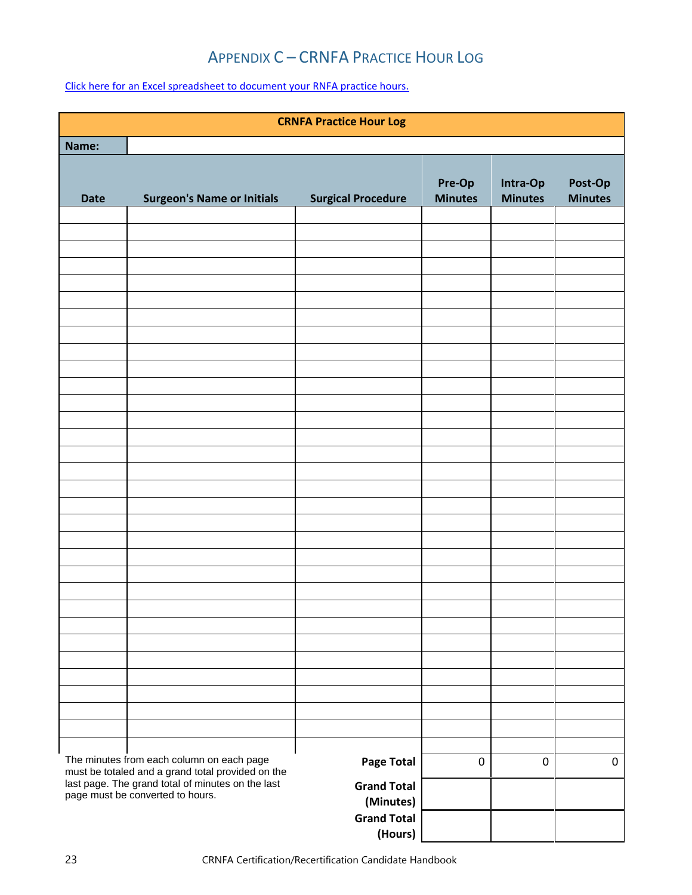## Appendix C – CRNFA Practice Hour Log

Click here for an Excel spreadsheet to document your RNFA practice hours.

| CRNFA Practice Hour Log | | | | | |
|---|---|---|---|---|---|
| **Name:** | | | | | |
| **Date** | **Surgeon's Name or Initials** | **Surgical Procedure** | **Pre-Op Minutes** | **Intra-Op Minutes** | **Post-Op Minutes** |
| | | | | | |
| | | | | | |
| | | | | | |
| | | | | | |
| | | | | | |
| | | | | | |
| | | | | | |
| | | | | | |
| | | | | | |
| | | | | | |
| | | | | | |
| | | | | | |
| | | | | | |
| | | | | | |
| | | | | | |
| | | | | | |
| | | | | | |
| | | | | | |
| | | | | | |
| | | | | | |
| | | | | | |
| | | | | | |
| | | | | | |
| | | | | | |
| | | | | | |
| | | | | | |
| | | | | | |
| | | | | | |
| | | | | | |
| | | | | | |
| | | | | | |
| | | | | | |
| | | **Page Total** | 0 | 0 | 0 |
| | | **Grand Total (Minutes)** | | | |
| | | **Grand Total (Hours)** | | | |

The minutes from each column on each page must be totaled and a grand total provided on the last page. The grand total of minutes on the last page must be converted to hours.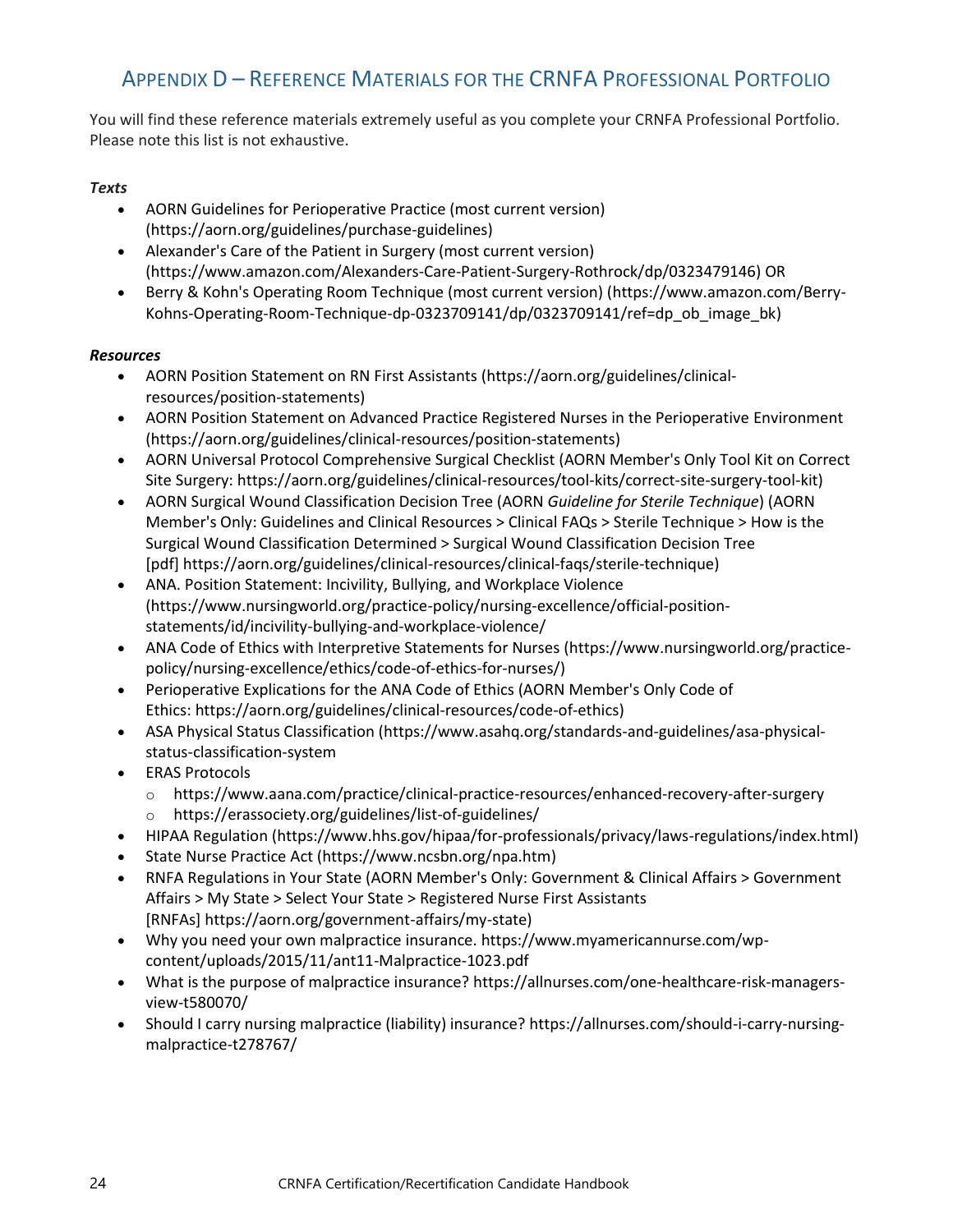## Appendix D – Reference Materials for the CRNFA Professional Portfolio

You will find these reference materials extremely useful as you complete your CRNFA Professional Portfolio. Please note this list is not exhaustive.

***Texts***

- AORN Guidelines for Perioperative Practice (most current version) (https://aorn.org/guidelines/purchase-guidelines)
- Alexander's Care of the Patient in Surgery (most current version) (https://www.amazon.com/Alexanders-Care-Patient-Surgery-Rothrock/dp/0323479146) OR
- Berry & Kohn's Operating Room Technique (most current version) (https://www.amazon.com/Berry-Kohns-Operating-Room-Technique-dp-0323709141/dp/0323709141/ref=dp_ob_image_bk)

***Resources***

- AORN Position Statement on RN First Assistants (https://aorn.org/guidelines/clinical-resources/position-statements)
- AORN Position Statement on Advanced Practice Registered Nurses in the Perioperative Environment (https://aorn.org/guidelines/clinical-resources/position-statements)
- AORN Universal Protocol Comprehensive Surgical Checklist (AORN Member's Only Tool Kit on Correct Site Surgery: https://aorn.org/guidelines/clinical-resources/tool-kits/correct-site-surgery-tool-kit)
- AORN Surgical Wound Classification Decision Tree (AORN *Guideline for Sterile Technique*) (AORN Member's Only: Guidelines and Clinical Resources > Clinical FAQs > Sterile Technique > How is the Surgical Wound Classification Determined > Surgical Wound Classification Decision Tree [pdf] https://aorn.org/guidelines/clinical-resources/clinical-faqs/sterile-technique)
- ANA. Position Statement: Incivility, Bullying, and Workplace Violence (https://www.nursingworld.org/practice-policy/nursing-excellence/official-position-statements/id/incivility-bullying-and-workplace-violence/
- ANA Code of Ethics with Interpretive Statements for Nurses (https://www.nursingworld.org/practice-policy/nursing-excellence/ethics/code-of-ethics-for-nurses/)
- Perioperative Explications for the ANA Code of Ethics (AORN Member's Only Code of Ethics: https://aorn.org/guidelines/clinical-resources/code-of-ethics)
- ASA Physical Status Classification (https://www.asahq.org/standards-and-guidelines/asa-physical-status-classification-system
- ERAS Protocols
  - https://www.aana.com/practice/clinical-practice-resources/enhanced-recovery-after-surgery
  - https://erassociety.org/guidelines/list-of-guidelines/
- HIPAA Regulation (https://www.hhs.gov/hipaa/for-professionals/privacy/laws-regulations/index.html)
- State Nurse Practice Act (https://www.ncsbn.org/npa.htm)
- RNFA Regulations in Your State (AORN Member's Only: Government & Clinical Affairs > Government Affairs > My State > Select Your State > Registered Nurse First Assistants [RNFAs] https://aorn.org/government-affairs/my-state)
- Why you need your own malpractice insurance. https://www.myamericannurse.com/wp-content/uploads/2015/11/ant11-Malpractice-1023.pdf
- What is the purpose of malpractice insurance? https://allnurses.com/one-healthcare-risk-managers-view-t580070/
- Should I carry nursing malpractice (liability) insurance? https://allnurses.com/should-i-carry-nursing-malpractice-t278767/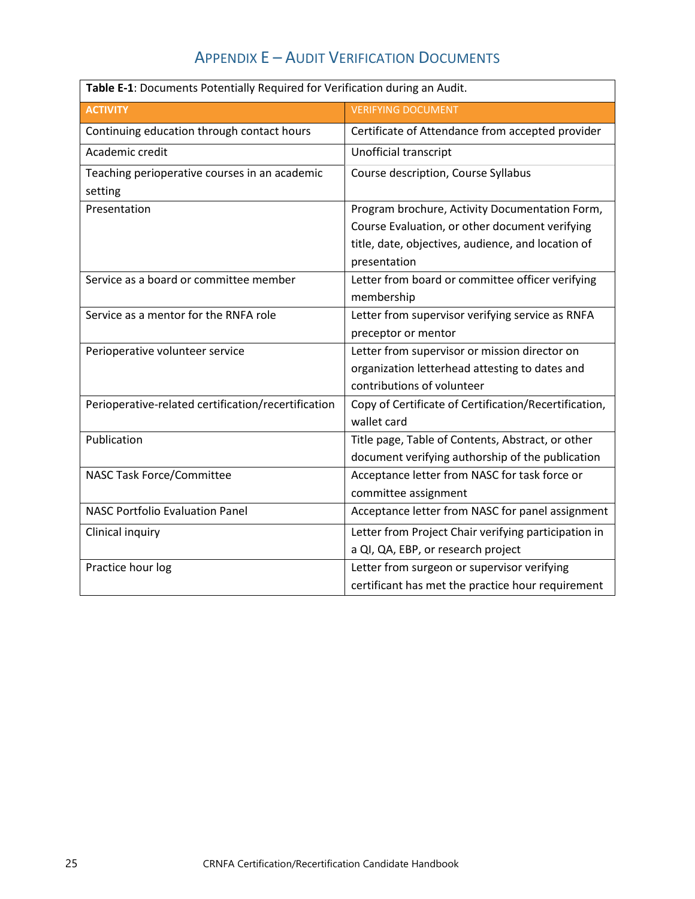# Appendix E – Audit Verification Documents

**Table E-1**: Documents Potentially Required for Verification during an Audit.

| ACTIVITY | VERIFYING DOCUMENT |
|---|---|
| Continuing education through contact hours | Certificate of Attendance from accepted provider |
| Academic credit | Unofficial transcript |
| Teaching perioperative courses in an academic setting | Course description, Course Syllabus |
| Presentation | Program brochure, Activity Documentation Form, Course Evaluation, or other document verifying title, date, objectives, audience, and location of presentation |
| Service as a board or committee member | Letter from board or committee officer verifying membership |
| Service as a mentor for the RNFA role | Letter from supervisor verifying service as RNFA preceptor or mentor |
| Perioperative volunteer service | Letter from supervisor or mission director on organization letterhead attesting to dates and contributions of volunteer |
| Perioperative-related certification/recertification | Copy of Certificate of Certification/Recertification, wallet card |
| Publication | Title page, Table of Contents, Abstract, or other document verifying authorship of the publication |
| NASC Task Force/Committee | Acceptance letter from NASC for task force or committee assignment |
| NASC Portfolio Evaluation Panel | Acceptance letter from NASC for panel assignment |
| Clinical inquiry | Letter from Project Chair verifying participation in a QI, QA, EBP, or research project |
| Practice hour log | Letter from surgeon or supervisor verifying certificant has met the practice hour requirement |